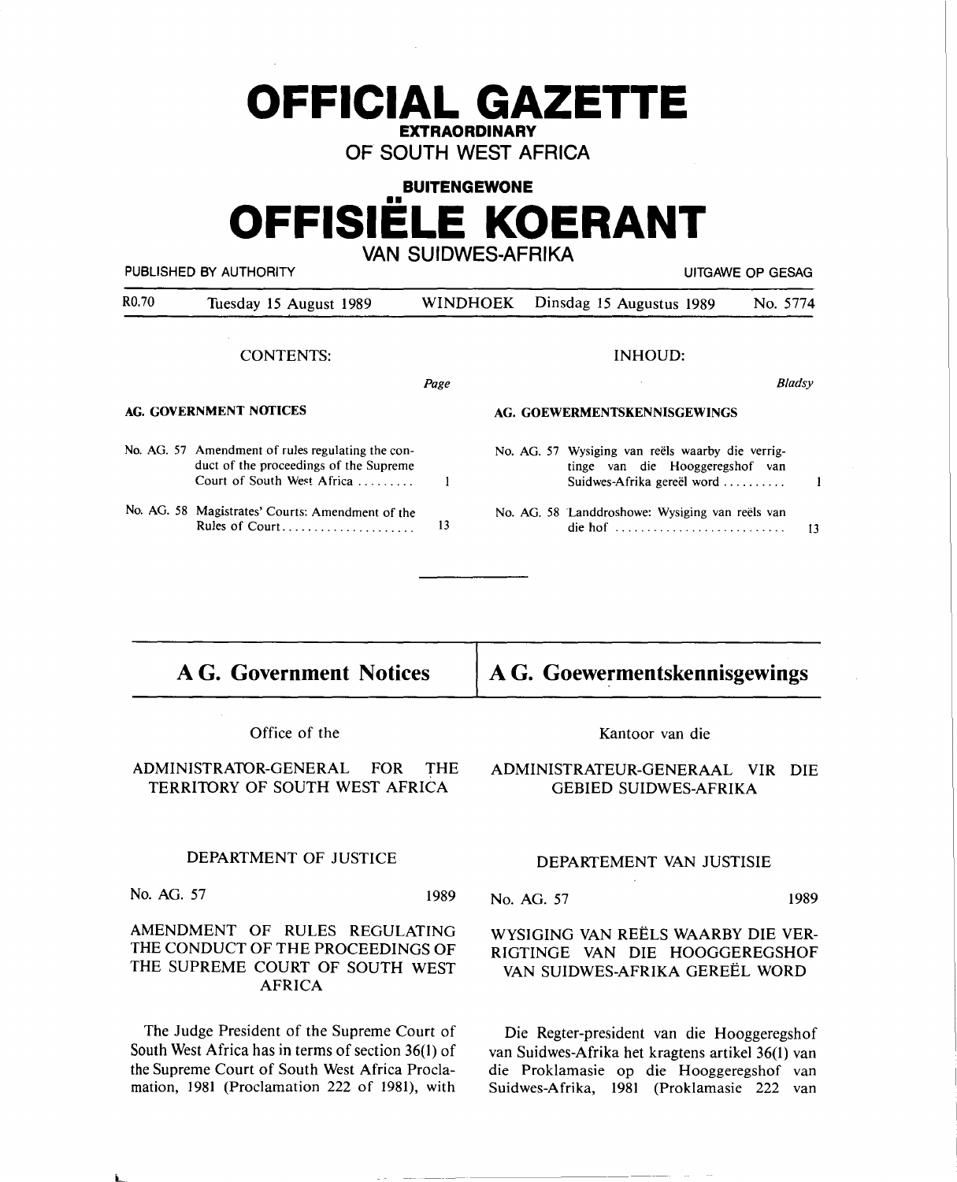# OFFICIAL GAZETTE
**EXTRAORDINARY**
**OF SOUTH WEST AFRICA**

**BUITENGEWONE**
# OFFISIËLE KOERANT
**VAN SUIDWES-AFRIKA**

PUBLISHED BY AUTHORITY — UITGAWE OP GESAG

R0.70 — Tuesday 15 August 1989 — WINDHOEK — Dinsdag 15 Augustus 1989 — No. 5774

CONTENTS:

| | *Page* |
|---|---|
| **AG. GOVERNMENT NOTICES** | |
| No. AG. 57 Amendment of rules regulating the conduct of the proceedings of the Supreme Court of South West Africa ......... | 1 |
| No. AG. 58 Magistrates' Courts: Amendment of the Rules of Court ..................... | 13 |

INHOUD:

| | *Bladsy* |
|---|---|
| **AG. GOEWERMENTSKENNISGEWINGS** | |
| No. AG. 57 Wysiging van reëls waarby die verrigtinge van die Hooggeregshof van Suidwes-Afrika gereël word .......... | 1 |
| No. AG. 58 Landdroshowe: Wysiging van reëls van die hof ........................... | 13 |

## A G. Government Notices

Office of the

ADMINISTRATOR-GENERAL FOR THE TERRITORY OF SOUTH WEST AFRICA

DEPARTMENT OF JUSTICE

No. AG. 57 — 1989

AMENDMENT OF RULES REGULATING THE CONDUCT OF THE PROCEEDINGS OF THE SUPREME COURT OF SOUTH WEST AFRICA

The Judge President of the Supreme Court of South West Africa has in terms of section 36(1) of the Supreme Court of South West Africa Proclamation, 1981 (Proclamation 222 of 1981), with

## A G. Goewermentskennisgewings

Kantoor van die

ADMINISTRATEUR-GENERAAL VIR DIE GEBIED SUIDWES-AFRIKA

DEPARTEMENT VAN JUSTISIE

No. AG. 57 — 1989

WYSIGING VAN REËLS WAARBY DIE VERRIGTINGE VAN DIE HOOGGEREGSHOF VAN SUIDWES-AFRIKA GEREËL WORD

Die Regter-president van die Hooggeregshof van Suidwes-Afrika het kragtens artikel 36(1) van die Proklamasie op die Hooggeregshof van Suidwes-Afrika, 1981 (Proklamasie 222 van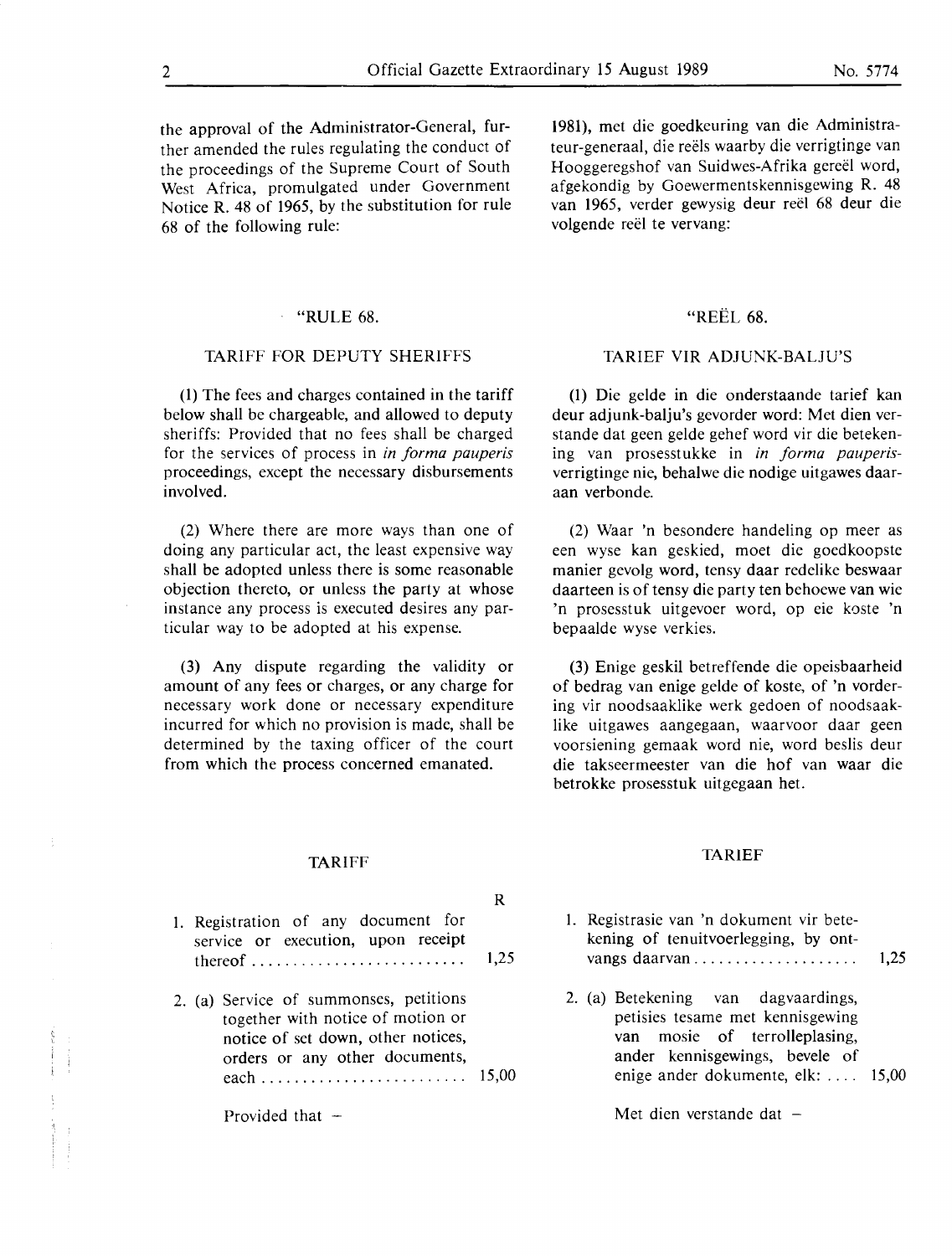the approval of the Administrator-General, further amended the rules regulating the conduct of the proceedings of the Supreme Court of South West Africa, promulgated under Government Notice R. 48 of 1965, by the substitution for rule 68 of the following rule:

"RULE 68.

TARIFF FOR DEPUTY SHERIFFS

(1) The fees and charges contained in the tariff below shall be chargeable, and allowed to deputy sheriffs: Provided that no fees shall be charged for the services of process in *in forma pauperis* proceedings, except the necessary disbursements involved.

(2) Where there are more ways than one of doing any particular act, the least expensive way shall be adopted unless there is some reasonable objection thereto, or unless the party at whose instance any process is executed desires any particular way to be adopted at his expense.

(3) Any dispute regarding the validity or amount of any fees or charges, or any charge for necessary work done or necessary expenditure incurred for which no provision is made, shall be determined by the taxing officer of the court from which the process concerned emanated.

TARIFF

| | R |
|---|---|
| 1. Registration of any document for service or execution, upon receipt thereof | 1,25 |
| 2. (a) Service of summonses, petitions together with notice of motion or notice of set down, other notices, orders or any other documents, each | 15,00 |

Provided that –

1981), met die goedkeuring van die Administrateur-generaal, die reëls waarby die verrigtinge van Hooggeregshof van Suidwes-Afrika gereël word, afgekondig by Goewermentskennisgewing R. 48 van 1965, verder gewysig deur reël 68 deur die volgende reël te vervang:

"REËL 68.

TARIEF VIR ADJUNK-BALJU'S

(1) Die gelde in die onderstaande tarief kan deur adjunk-balju's gevorder word: Met dien verstande dat geen gelde gehef word vir die betekening van prosesstukke in *in forma pauperis*-verrigtinge nie, behalwe die nodige uitgawes daaraan verbonde.

(2) Waar 'n besondere handeling op meer as een wyse kan geskied, moet die goedkoopste manier gevolg word, tensy daar redelike beswaar daarteen is of tensy die party ten behoewe van wie 'n prosesstuk uitgevoer word, op eie koste 'n bepaalde wyse verkies.

(3) Enige geskil betreffende die opeisbaarheid of bedrag van enige gelde of koste, of 'n vordering vir noodsaaklike werk gedoen of noodsaaklike uitgawes aangegaan, waarvoor daar geen voorsiening gemaak word nie, word beslis deur die takseermeester van die hof van waar die betrokke prosesstuk uitgegaan het.

TARIEF

| | |
|---|---|
| 1. Registrasie van 'n dokument vir betekening of tenuitvoerlegging, by ontvangs daarvan | 1,25 |
| 2. (a) Betekening van dagvaardings, petisies tesame met kennisgewing van mosie of terrolleplasing, ander kennisgewings, bevele of enige ander dokumente, elk: | 15,00 |

Met dien verstande dat –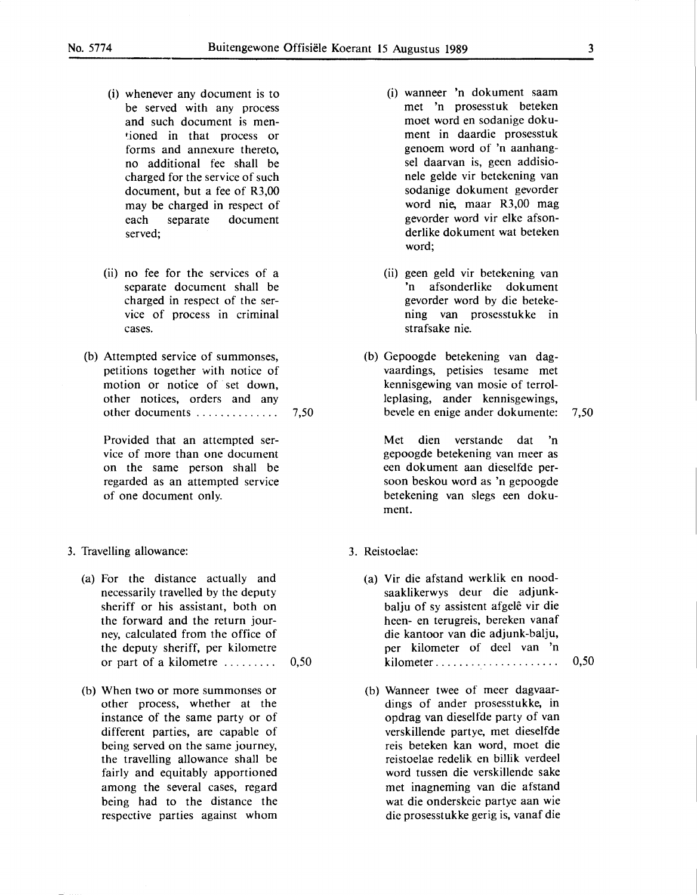(i) whenever any document is to be served with any process and such document is mentioned in that process or forms and annexure thereto, no additional fee shall be charged for the service of such document, but a fee of R3,00 may be charged in respect of each separate document served;

(ii) no fee for the services of a separate document shall be charged in respect of the service of process in criminal cases.

(b) Attempted service of summonses, petitions together with notice of motion or notice of set down, other notices, orders and any other documents .............. 7,50

Provided that an attempted service of more than one document on the same person shall be regarded as an attempted service of one document only.

3. Travelling allowance:

(a) For the distance actually and necessarily travelled by the deputy sheriff or his assistant, both on the forward and the return journey, calculated from the office of the deputy sheriff, per kilometre or part of a kilometre ......... 0,50

(b) When two or more summonses or other process, whether at the instance of the same party or of different parties, are capable of being served on the same journey, the travelling allowance shall be fairly and equitably apportioned among the several cases, regard being had to the distance the respective parties against whom

(i) wanneer 'n dokument saam met 'n prosesstuk beteken moet word en sodanige dokument in daardie prosesstuk genoem word of 'n aanhangsel daarvan is, geen addisionele gelde vir betekening van sodanige dokument gevorder word nie, maar R3,00 mag gevorder word vir elke afsonderlike dokument wat beteken word;

(ii) geen geld vir betekening van 'n afsonderlike dokument gevorder word by die betekening van prosesstukke in strafsake nie.

(b) Gepoogde betekening van dagvaardings, petisies tesame met kennisgewing van mosie of terrolleplasing, ander kennisgewings, bevele en enige ander dokumente: 7,50

Met dien verstande dat 'n gepoogde betekening van meer as een dokument aan dieselfde persoon beskou word as 'n gepoogde betekening van slegs een dokument.

3. Reistoelae:

(a) Vir die afstand werklik en noodsaaklikerwys deur die adjunkbalju of sy assistent afgelê vir die heen- en terugreis, bereken vanaf die kantoor van die adjunk-balju, per kilometer of deel van 'n kilometer...................... 0,50

(b) Wanneer twee of meer dagvaardings of ander prosesstukke, in opdrag van dieselfde party of van verskillende partye, met dieselfde reis beteken kan word, moet die reistoelae redelik en billik verdeel word tussen die verskillende sake met inagneming van die afstand wat die onderskeie partye aan wie die prosesstukke gerig is, vanaf die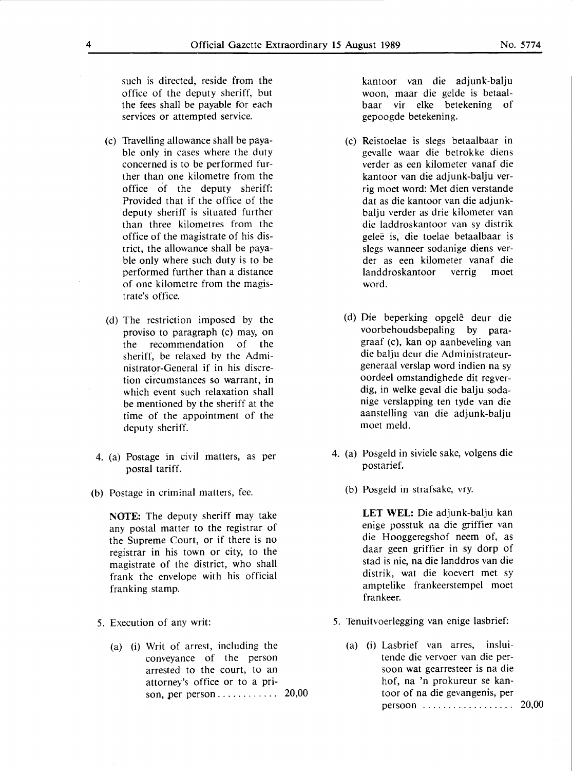such is directed, reside from the office of the deputy sheriff, but the fees shall be payable for each services or attempted service.

(c) Travelling allowance shall be payable only in cases where the duty concerned is to be performed further than one kilometre from the office of the deputy sheriff: Provided that if the office of the deputy sheriff is situated further than three kilometres from the office of the magistrate of his district, the allowance shall be payable only where such duty is to be performed further than a distance of one kilometre from the magistrate's office.

(d) The restriction imposed by the proviso to paragraph (c) may, on the recommendation of the sheriff, be relaxed by the Administrator-General if in his discretion circumstances so warrant, in which event such relaxation shall be mentioned by the sheriff at the time of the appointment of the deputy sheriff.

4. (a) Postage in civil matters, as per postal tariff.

(b) Postage in criminal matters, fee.

**NOTE:** The deputy sheriff may take any postal matter to the registrar of the Supreme Court, or if there is no registrar in his town or city, to the magistrate of the district, who shall frank the envelope with his official franking stamp.

5. Execution of any writ:

(a) (i) Writ of arrest, including the conveyance of the person arrested to the court, to an attorney's office or to a prison, per person ............ 20,00

kantoor van die adjunk-balju woon, maar die gelde is betaalbaar vir elke betekening of gepoogde betekening.

(c) Reistoelae is slegs betaalbaar in gevalle waar die betrokke diens verder as een kilometer vanaf die kantoor van die adjunk-balju verrig moet word: Met dien verstande dat as die kantoor van die adjunk-balju verder as drie kilometer van die laddroskantoor van sy distrik geleë is, die toelae betaalbaar is slegs wanneer sodanige diens verder as een kilometer vanaf die landdroskantoor verrig moet word.

(d) Die beperking opgelê deur die voorbehoudsbepaling by paragraaf (c), kan op aanbeveling van die balju deur die Administrateur-generaal verslap word indien na sy oordeel omstandighede dit regverdig, in welke geval die balju sodanige verslapping ten tyde van die aanstelling van die adjunk-balju moet meld.

4. (a) Posgeld in siviele sake, volgens die postarief.

(b) Posgeld in strafsake, vry.

**LET WEL:** Die adjunk-balju kan enige posstuk na die griffier van die Hooggeregshof neem of, as daar geen griffier in sy dorp of stad is nie, na die landdros van die distrik, wat die koevert met sy amptelike frankeerstempel moet frankeer.

5. Tenuitvoerlegging van enige lasbrief:

(a) (i) Lasbrief van arres, insluitende die vervoer van die persoon wat gearresteer is na die hof, na 'n prokureur se kantoor of na die gevangenis, per persoon .................. 20,00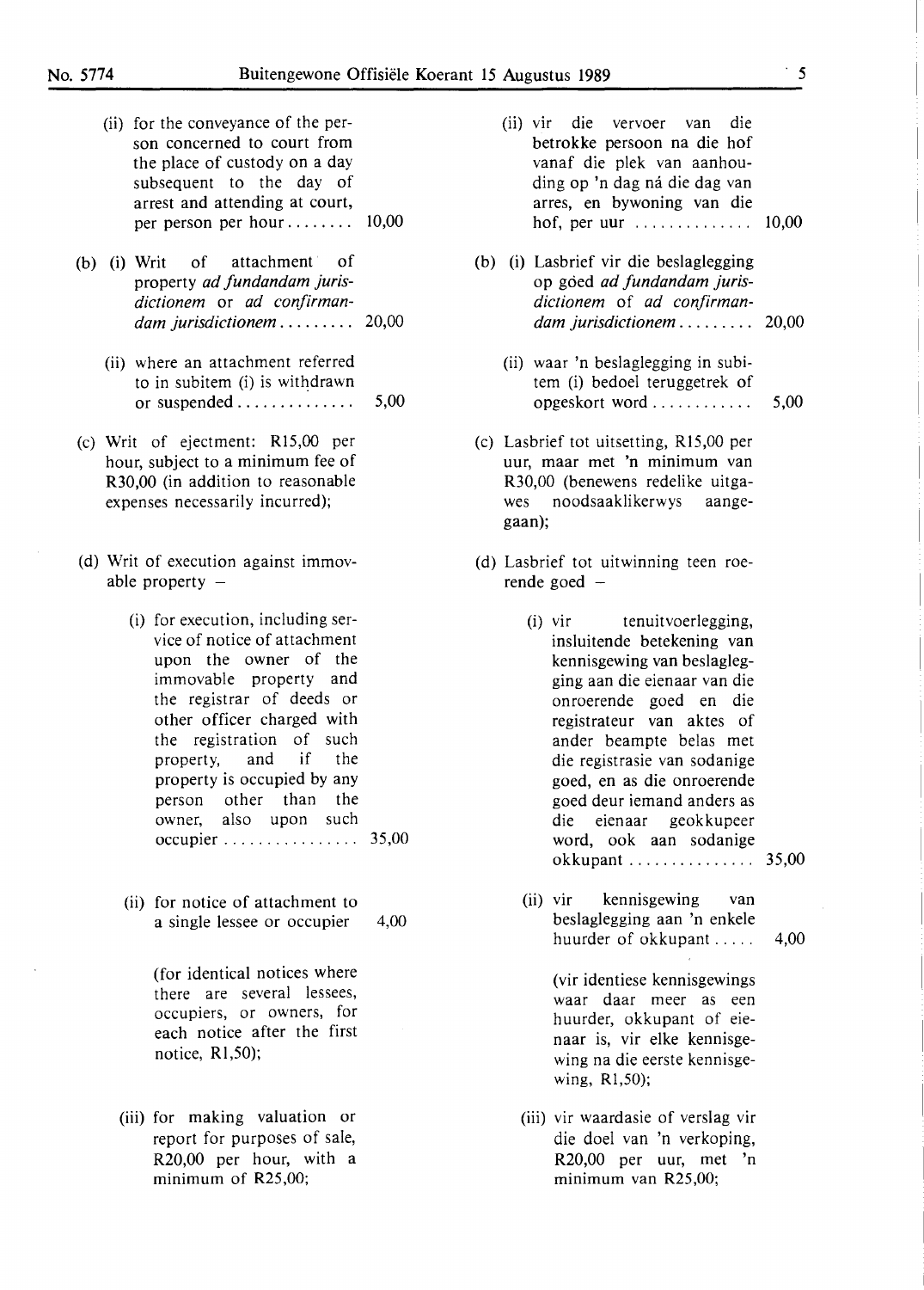- (ii) for the conveyance of the person concerned to court from the place of custody on a day subsequent to the day of arrest and attending at court, per person per hour........ 10,00

- (b) (i) Writ of attachment of property *ad fundandam jurisdictionem* or *ad confirmandam jurisdictionem*......... 20,00

  - (ii) where an attachment referred to in subitem (i) is withdrawn or suspended.............. 5,00

- (c) Writ of ejectment: R15,00 per hour, subject to a minimum fee of R30,00 (in addition to reasonable expenses necessarily incurred);

- (d) Writ of execution against immovable property –

  - (i) for execution, including service of notice of attachment upon the owner of the immovable property and the registrar of deeds or other officer charged with the registration of such property, and if the property is occupied by any person other than the owner, also upon such occupier................ 35,00

  - (ii) for notice of attachment to a single lessee or occupier 4,00

    (for identical notices where there are several lessees, occupiers, or owners, for each notice after the first notice, R1,50);

  - (iii) for making valuation or report for purposes of sale, R20,00 per hour, with a minimum of R25,00;

---

- (ii) vir die vervoer van die betrokke persoon na die hof vanaf die plek van aanhouding op 'n dag ná die dag van arres, en bywoning van die hof, per uur .............. 10,00

- (b) (i) Lasbrief vir die beslaglegging op goed *ad fundandam jurisdictionem* of *ad confirmandam jurisdictionem*......... 20,00

  - (ii) waar 'n beslaglegging in subitem (i) bedoel teruggetrek of opgeskort word............ 5,00

- (c) Lasbrief tot uitsetting, R15,00 per uur, maar met 'n minimum van R30,00 (benewens redelike uitgawes noodsaaklikerwys aangegaan);

- (d) Lasbrief tot uitwinning teen roerende goed –

  - (i) vir tenuitvoerlegging, insluitende betekening van kennisgewing van beslaglegging aan die eienaar van die onroerende goed en die registrateur van aktes of ander beampte belas met die registrasie van sodanige goed, en as die onroerende goed deur iemand anders as die eienaar geokkupeer word, ook aan sodanige okkupant............... 35,00

  - (ii) vir kennisgewing van beslaglegging aan 'n enkele huurder of okkupant..... 4,00

    (vir identiese kennisgewings waar daar meer as een huurder, okkupant of eienaar is, vir elke kennisgewing na die eerste kennisgewing, R1,50);

  - (iii) vir waardasie of verslag vir die doel van 'n verkoping, R20,00 per uur, met 'n minimum van R25,00;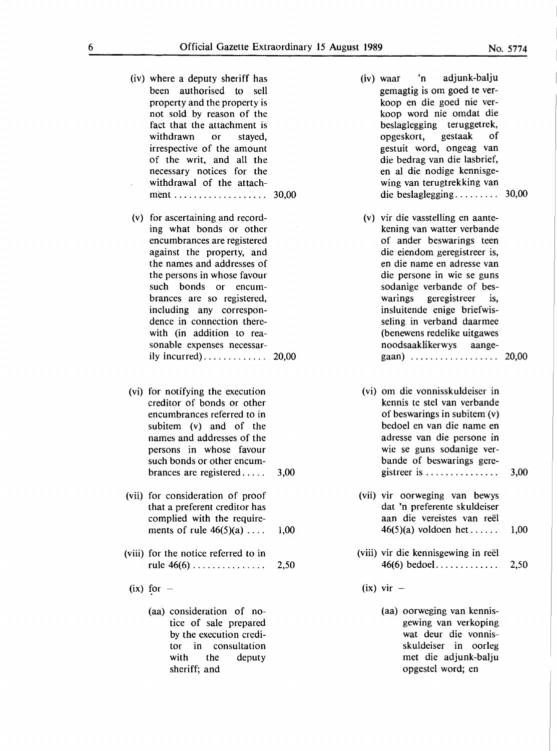(iv) where a deputy sheriff has been authorised to sell property and the property is not sold by reason of the fact that the attachment is withdrawn or stayed, irrespective of the amount of the writ, and all the necessary notices for the withdrawal of the attachment .................. 30,00

(v) for ascertaining and recording what bonds or other encumbrances are registered against the property, and the names and addresses of the persons in whose favour such bonds or encumbrances are so registered, including any correspondence in connection therewith (in addition to reasonable expenses necessarily incurred)............ 20,00

(vi) for notifying the execution creditor of bonds or other encumbrances referred to in subitem (v) and of the names and addresses of the persons in whose favour such bonds or other encumbrances are registered..... 3,00

(vii) for consideration of proof that a preferent creditor has complied with the requirements of rule 46(5)(a) .... 1,00

(viii) for the notice referred to in rule 46(6) ............... 2,50

(ix) for –

(aa) consideration of notice of sale prepared by the execution creditor in consultation with the deputy sheriff; and

(iv) waar 'n adjunk-balju gemagtig is om goed te verkoop en die goed nie verkoop word nie omdat die beslaglegging teruggetrek, opgeskort, gestaak of gestuit word, ongeag van die bedrag van die lasbrief, en al die nodige kennisgewing van terugtrekking van die beslaglegging......... 30,00

(v) vir die vasstelling en aantekening van watter verbande of ander beswarings teen die eiendom geregistreer is, en die name en adresse van die persone in wie se guns sodanige verbande of beswarings geregistreer is, insluitende enige briefwisseling in verband daarmee (benewens redelike uitgawes noodsaaklikerwys aangegaan) .................. 20,00

(vi) om die vonnisskuldeiser in kennis te stel van verbande of beswarings in subitem (v) bedoel en van die name en adresse van die persone in wie se guns sodanige verbande of beswarings geregistreer is ............... 3,00

(vii) vir oorweging van bewys dat 'n preferente skuldeiser aan die vereistes van reël 46(5)(a) voldoen het...... 1,00

(viii) vir die kennisgewing in reël 46(6) bedoel............. 2,50

(ix) vir –

(aa) oorweging van kennisgewing van verkoping wat deur die vonnisskuldeiser in oorleg met die adjunk-balju opgestel word; en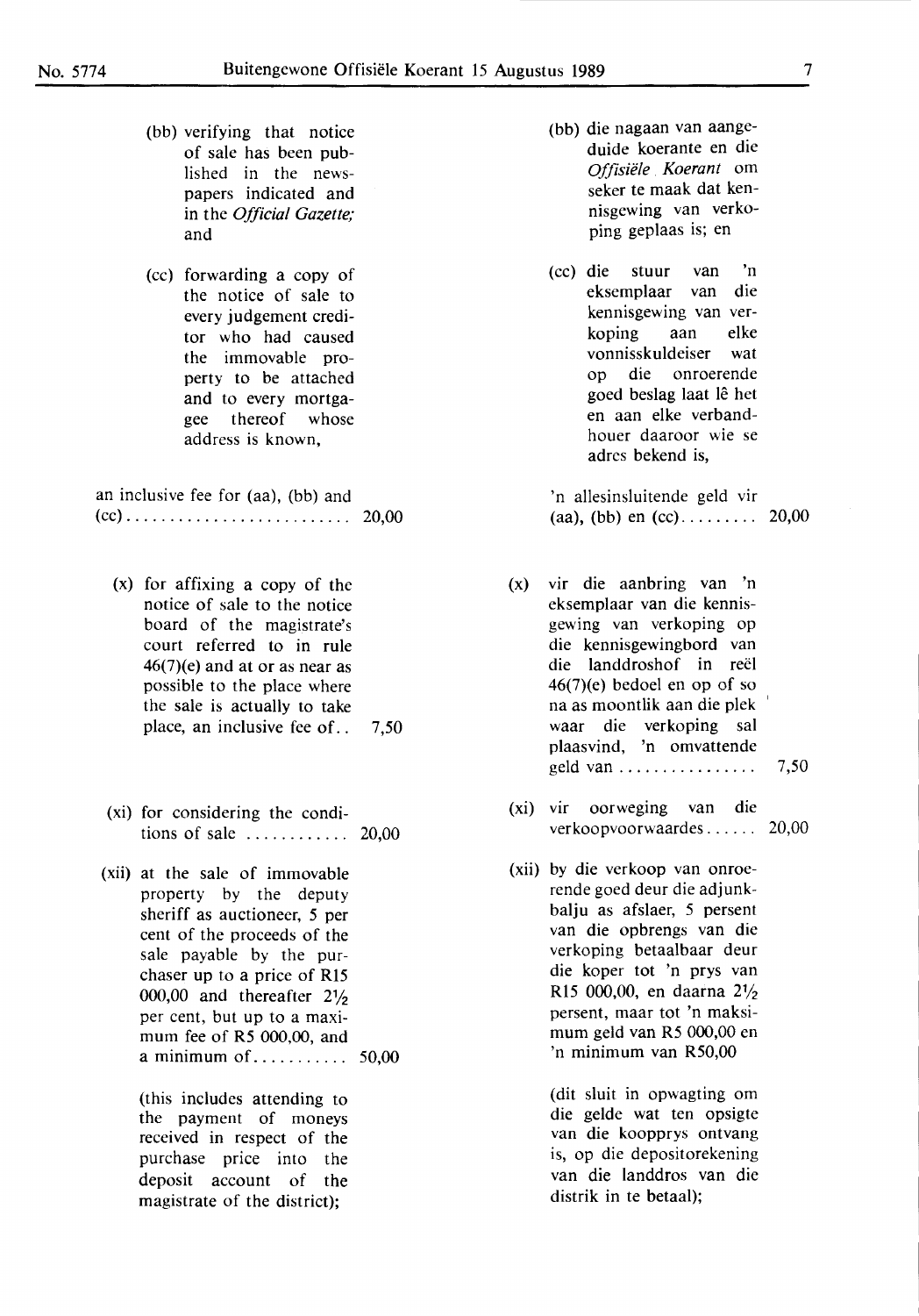(bb) verifying that notice of sale has been published in the newspapers indicated and in the *Official Gazette;* and

(cc) forwarding a copy of the notice of sale to every judgement creditor who had caused the immovable property to be attached and to every mortgagee thereof whose address is known,

an inclusive fee for (aa), (bb) and (cc) .......................... 20,00

(x) for affixing a copy of the notice of sale to the notice board of the magistrate's court referred to in rule 46(7)(e) and at or as near as possible to the place where the sale is actually to take place, an inclusive fee of .. 7,50

(xi) for considering the conditions of sale ............ 20,00

(xii) at the sale of immovable property by the deputy sheriff as auctioneer, 5 per cent of the proceeds of the sale payable by the purchaser up to a price of R15 000,00 and thereafter 2½ per cent, but up to a maximum fee of R5 000,00, and a minimum of ........... 50,00

(this includes attending to the payment of moneys received in respect of the purchase price into the deposit account of the magistrate of the district);

(bb) die nagaan van aangeduide koerante en die *Offisiële Koerant* om seker te maak dat kennisgewing van verkoping geplaas is; en

(cc) die stuur van 'n eksemplaar van die kennisgewing van verkoping aan elke vonnisskuldeiser wat op die onroerende goed beslag laat lê het en aan elke verbandhouer daaroor wie se adres bekend is,

'n allesinsluitende geld vir (aa), (bb) en (cc) ......... 20,00

(x) vir die aanbring van 'n eksemplaar van die kennisgewing van verkoping op die kennisgewingbord van die landdroshof in reël 46(7)(e) bedoel en op of so na as moontlik aan die plek waar die verkoping sal plaasvind, 'n omvattende geld van ................ 7,50

(xi) vir oorweging van die verkoopvoorwaardes ...... 20,00

(xii) by die verkoop van onroerende goed deur die adjunkbalju as afslaer, 5 persent van die opbrengs van die verkoping betaalbaar deur die koper tot 'n prys van R15 000,00, en daarna 2½ persent, maar tot 'n maksimum geld van R5 000,00 en 'n minimum van R50,00

(dit sluit in opwagting om die gelde wat ten opsigte van die koopprys ontvang is, op die depositorekening van die landdros van die distrik in te betaal);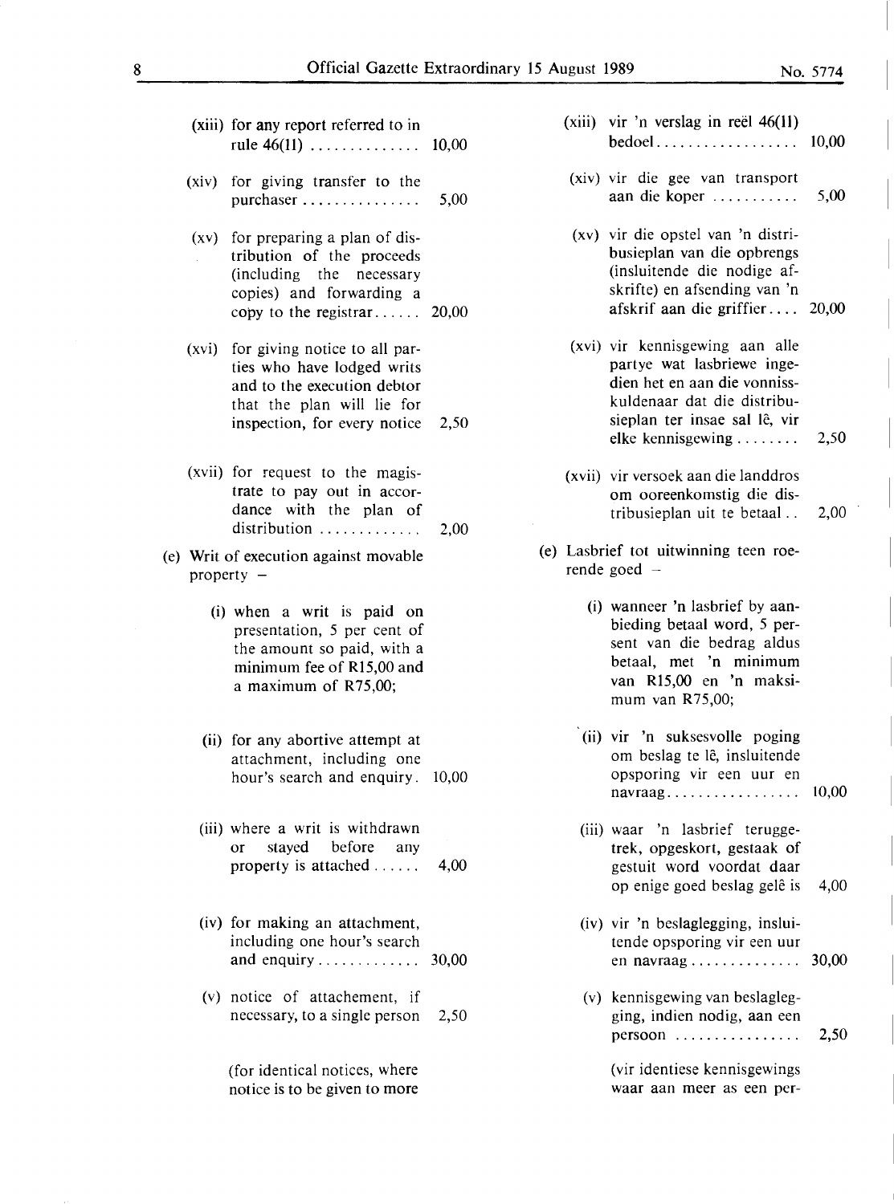(xiii) for any report referred to in rule 46(11) .............. 10,00

(xiv) for giving transfer to the purchaser ............... 5,00

(xv) for preparing a plan of distribution of the proceeds (including the necessary copies) and forwarding a copy to the registrar...... 20,00

(xvi) for giving notice to all parties who have lodged writs and to the execution debtor that the plan will lie for inspection, for every notice 2,50

(xvii) for request to the magistrate to pay out in accordance with the plan of distribution ............. 2,00

(e) Writ of execution against movable property –

(i) when a writ is paid on presentation, 5 per cent of the amount so paid, with a minimum fee of R15,00 and a maximum of R75,00;

(ii) for any abortive attempt at attachment, including one hour's search and enquiry. 10,00

(iii) where a writ is withdrawn or stayed before any property is attached ...... 4,00

(iv) for making an attachment, including one hour's search and enquiry ............. 30,00

(v) notice of attachement, if necessary, to a single person 2,50

(for identical notices, where notice is to be given to more

(xiii) vir 'n verslag in reël 46(11) bedoel.................. 10,00

(xiv) vir die gee van transport aan die koper ........... 5,00

(xv) vir die opstel van 'n distribusieplan van die opbrengs (insluitende die nodige afskrifte) en afsending van 'n afskrif aan die griffier.... 20,00

(xvi) vir kennisgewing aan alle partye wat lasbriewe ingedien het en aan die vonnisskuldenaar dat die distribusieplan ter insae sal lê, vir elke kennisgewing ........ 2,50

(xvii) vir versoek aan die landdros om ooreenkomstig die distribusieplan uit te betaal .. 2,00

(e) Lasbrief tot uitwinning teen roerende goed –

(i) wanneer 'n lasbrief by aanbieding betaal word, 5 persent van die bedrag aldus betaal, met 'n minimum van R15,00 en 'n maksimum van R75,00;

(ii) vir 'n suksesvolle poging om beslag te lê, insluitende opsporing vir een uur en navraag................. 10,00

(iii) waar 'n lasbrief teruggetrek, opgeskort, gestaak of gestuit word voordat daar op enige goed beslag gelê is 4,00

(iv) vir 'n beslaglegging, insluitende opsporing vir een uur en navraag.............. 30,00

(v) kennisgewing van beslaglegging, indien nodig, aan een persoon ................ 2,50

(vir identiese kennisgewings waar aan meer as een per-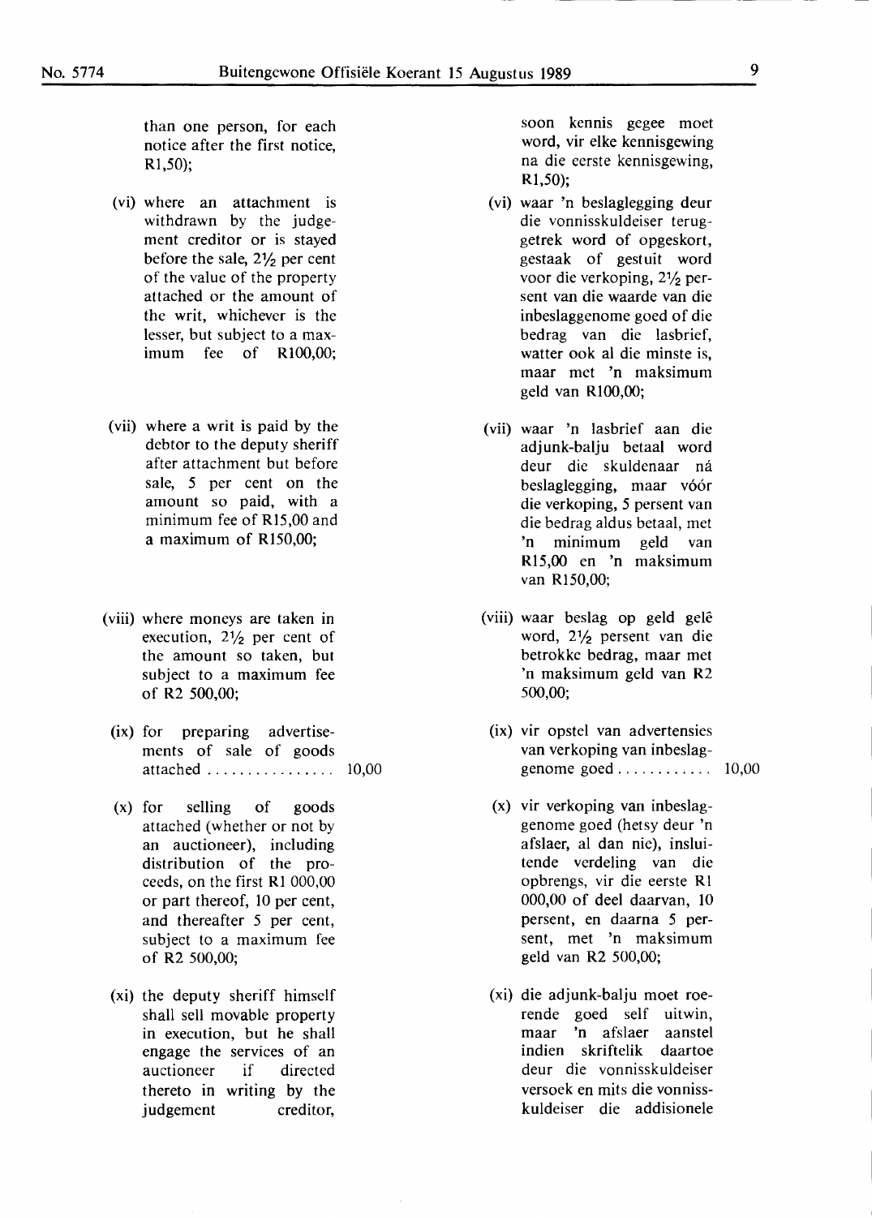than one person, for each notice after the first notice, R1,50);

(vi) where an attachment is withdrawn by the judgement creditor or is stayed before the sale, 2½ per cent of the value of the property attached or the amount of the writ, whichever is the lesser, but subject to a maximum fee of R100,00;

(vii) where a writ is paid by the debtor to the deputy sheriff after attachment but before sale, 5 per cent on the amount so paid, with a minimum fee of R15,00 and a maximum of R150,00;

(viii) where moneys are taken in execution, 2½ per cent of the amount so taken, but subject to a maximum fee of R2 500,00;

(ix) for preparing advertisements of sale of goods attached ................ 10,00

(x) for selling of goods attached (whether or not by an auctioneer), including distribution of the proceeds, on the first R1 000,00 or part thereof, 10 per cent, and thereafter 5 per cent, subject to a maximum fee of R2 500,00;

(xi) the deputy sheriff himself shall sell movable property in execution, but he shall engage the services of an auctioneer if directed thereto in writing by the judgement creditor,

soon kennis gegee moet word, vir elke kennisgewing na die eerste kennisgewing, R1,50);

(vi) waar 'n beslaglegging deur die vonnisskuldeiser teruggetrek word of opgeskort, gestaak of gestuit word voor die verkoping, 2½ persent van die waarde van die inbeslaggenome goed of die bedrag van die lasbrief, watter ook al die minste is, maar met 'n maksimum geld van R100,00;

(vii) waar 'n lasbrief aan die adjunk-balju betaal word deur die skuldenaar ná beslaglegging, maar vóór die verkoping, 5 persent van die bedrag aldus betaal, met 'n minimum geld van R15,00 en 'n maksimum van R150,00;

(viii) waar beslag op geld gelê word, 2½ persent van die betrokke bedrag, maar met 'n maksimum geld van R2 500,00;

(ix) vir opstel van advertensies van verkoping van inbeslaggenome goed ............ 10,00

(x) vir verkoping van inbeslaggenome goed (hetsy deur 'n afslaer, al dan nie), insluitende verdeling van die opbrengs, vir die eerste R1 000,00 of deel daarvan, 10 persent, en daarna 5 persent, met 'n maksimum geld van R2 500,00;

(xi) die adjunk-balju moet roerende goed self uitwin, maar 'n afslaer aanstel indien skriftelik daartoe deur die vonnisskuldeiser versoek en mits die vonnisskuldeiser die addisionele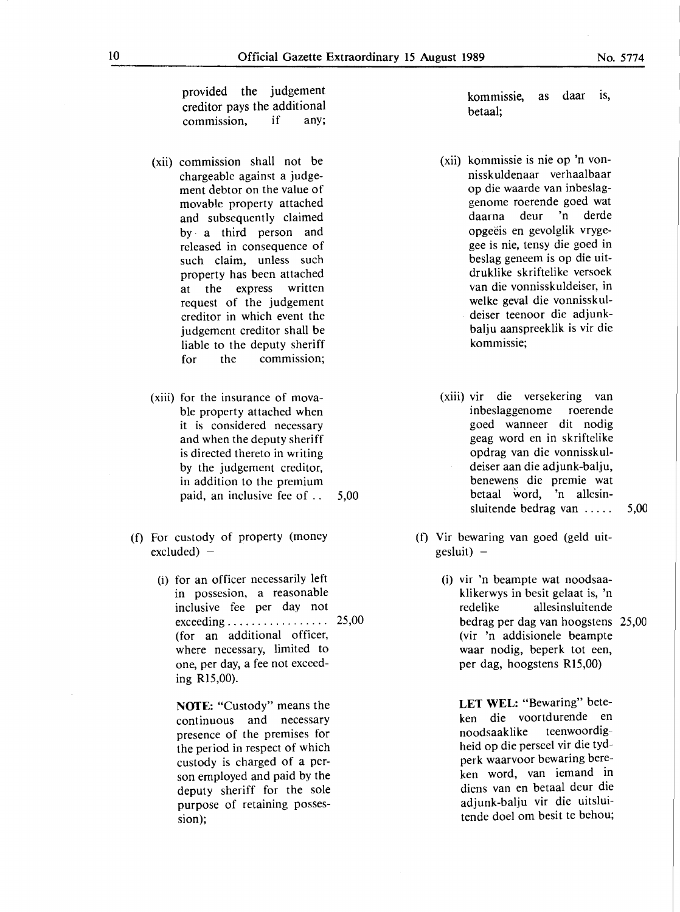provided the judgement creditor pays the additional commission, if any;

(xii) commission shall not be chargeable against a judgement debtor on the value of movable property attached and subsequently claimed by a third person and released in consequence of such claim, unless such property has been attached at the express written request of the judgement creditor in which event the judgement creditor shall be liable to the deputy sheriff for the commission;

(xiii) for the insurance of movable property attached when it is considered necessary and when the deputy sheriff is directed thereto in writing by the judgement creditor, in addition to the premium paid, an inclusive fee of .. 5,00

(f) For custody of property (money excluded) –

(i) for an officer necessarily left in possesion, a reasonable inclusive fee per day not exceeding ................ 25,00 (for an additional officer, where necessary, limited to one, per day, a fee not exceeding R15,00).

**NOTE:** "Custody" means the continuous and necessary presence of the premises for the period in respect of which custody is charged of a person employed and paid by the deputy sheriff for the sole purpose of retaining possession);

kommissie, as daar is, betaal;

(xii) kommissie is nie op 'n vonnisskuldenaar verhaalbaar op die waarde van inbeslaggenome roerende goed wat daarna deur 'n derde opgeëis en gevolglik vrygegee is nie, tensy die goed in beslag geneem is op die uitdruklike skriftelike versoek van die vonnisskuldeiser, in welke geval die vonnisskuldeiser teenoor die adjunk-balju aanspreeklik is vir die kommissie;

(xiii) vir die versekering van inbeslaggenome roerende goed wanneer dit nodig geag word en in skriftelike opdrag van die vonnisskuldeiser aan die adjunk-balju, benewens die premie wat betaal word, 'n allesinsluitende bedrag van ..... 5,00

(f) Vir bewaring van goed (geld uitgesluit) –

(i) vir 'n beampte wat noodsaaklikerwys in besit gelaat is, 'n redelike allesinsluitende bedrag per dag van hoogstens 25,00 (vir 'n addisionele beampte waar nodig, beperk tot een, per dag, hoogstens R15,00)

**LET WEL:** "Bewaring" beteken die voortdurende en noodsaaklike teenwoordigheid op die perseel vir die tydperk waarvoor bewaring bereken word, van iemand in diens van en betaal deur die adjunk-balju vir die uitsluitende doel om besit te behou;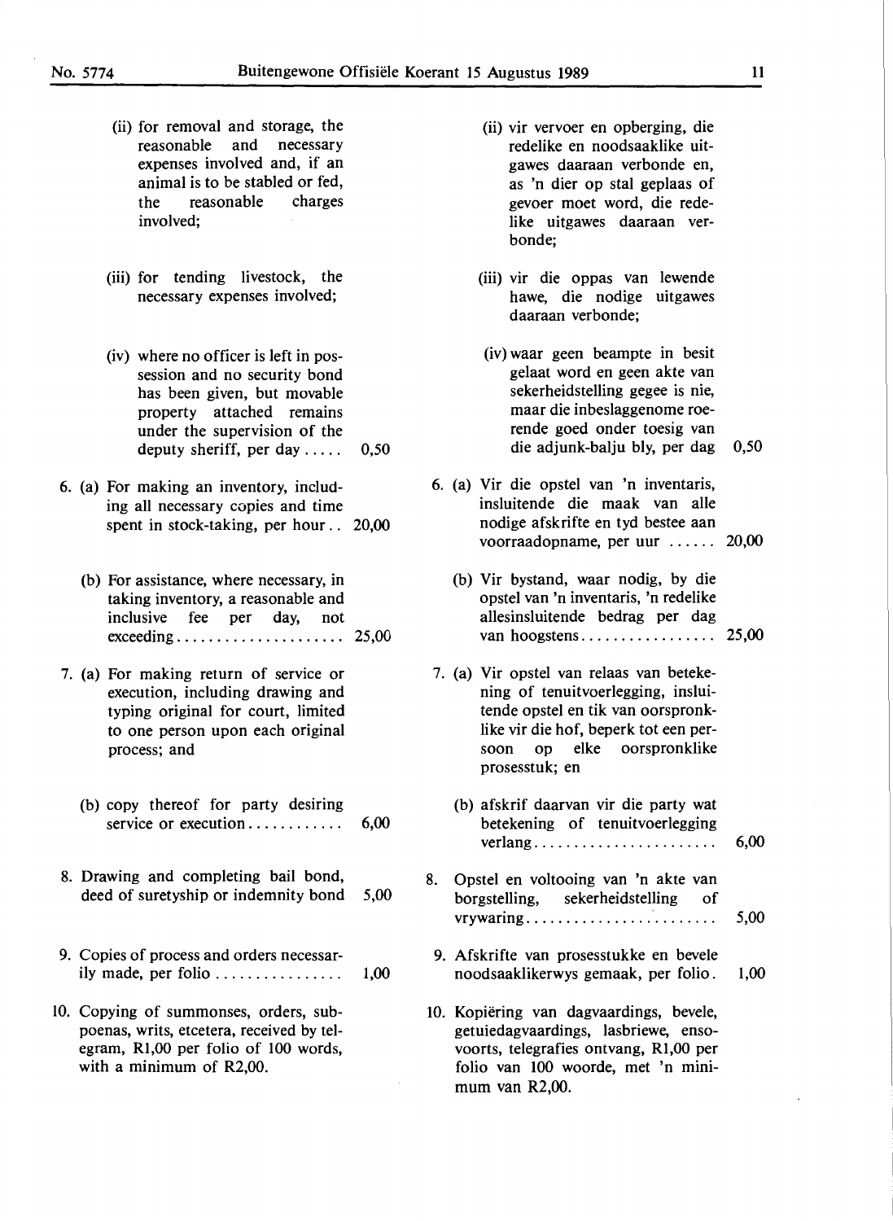(ii) for removal and storage, the reasonable and necessary expenses involved and, if an animal is to be stabled or fed, the reasonable charges involved;

(iii) for tending livestock, the necessary expenses involved;

(iv) where no officer is left in possession and no security bond has been given, but movable property attached remains under the supervision of the deputy sheriff, per day ..... 0,50

6. (a) For making an inventory, including all necessary copies and time spent in stock-taking, per hour .. 20,00

(b) For assistance, where necessary, in taking inventory, a reasonable and inclusive fee per day, not exceeding ..................... 25,00

7. (a) For making return of service or execution, including drawing and typing original for court, limited to one person upon each original process; and

(b) copy thereof for party desiring service or execution ............ 6,00

8. Drawing and completing bail bond, deed of suretyship or indemnity bond 5,00

9. Copies of process and orders necessarily made, per folio ................ 1,00

10. Copying of summonses, orders, subpoenas, writs, etcetera, received by telegram, R1,00 per folio of 100 words, with a minimum of R2,00.

(ii) vir vervoer en opberging, die redelike en noodsaaklike uitgawes daaraan verbonde en, as 'n dier op stal geplaas of gevoer moet word, die redelike uitgawes daaraan verbonde;

(iii) vir die oppas van lewende hawe, die nodige uitgawes daaraan verbonde;

(iv) waar geen beampte in besit gelaat word en geen akte van sekerheidstelling gegee is nie, maar die inbeslaggenome roerende goed onder toesig van die adjunk-balju bly, per dag 0,50

6. (a) Vir die opstel van 'n inventaris, insluitende die maak van alle nodige afskrifte en tyd bestee aan voorraadopname, per uur ...... 20,00

(b) Vir bystand, waar nodig, by die opstel van 'n inventaris, 'n redelike allesinsluitende bedrag per dag van hoogstens ................. 25,00

7. (a) Vir opstel van relaas van betekening of tenuitvoerlegging, insluitende opstel en tik van oorspronklike vir die hof, beperk tot een persoon op elke oorspronklike prosesstuk; en

(b) afskrif daarvan vir die party wat betekening of tenuitvoerlegging verlang ....................... 6,00

8. Opstel en voltooing van 'n akte van borgstelling, sekerheidstelling of vrywaring ......................... 5,00

9. Afskrifte van prosesstukke en bevele noodsaaklikerwys gemaak, per folio. 1,00

10. Kopiëring van dagvaardings, bevele, getuiedagvaardings, lasbriewe, ensovoorts, telegrafies ontvang, R1,00 per folio van 100 woorde, met 'n minimum van R2,00.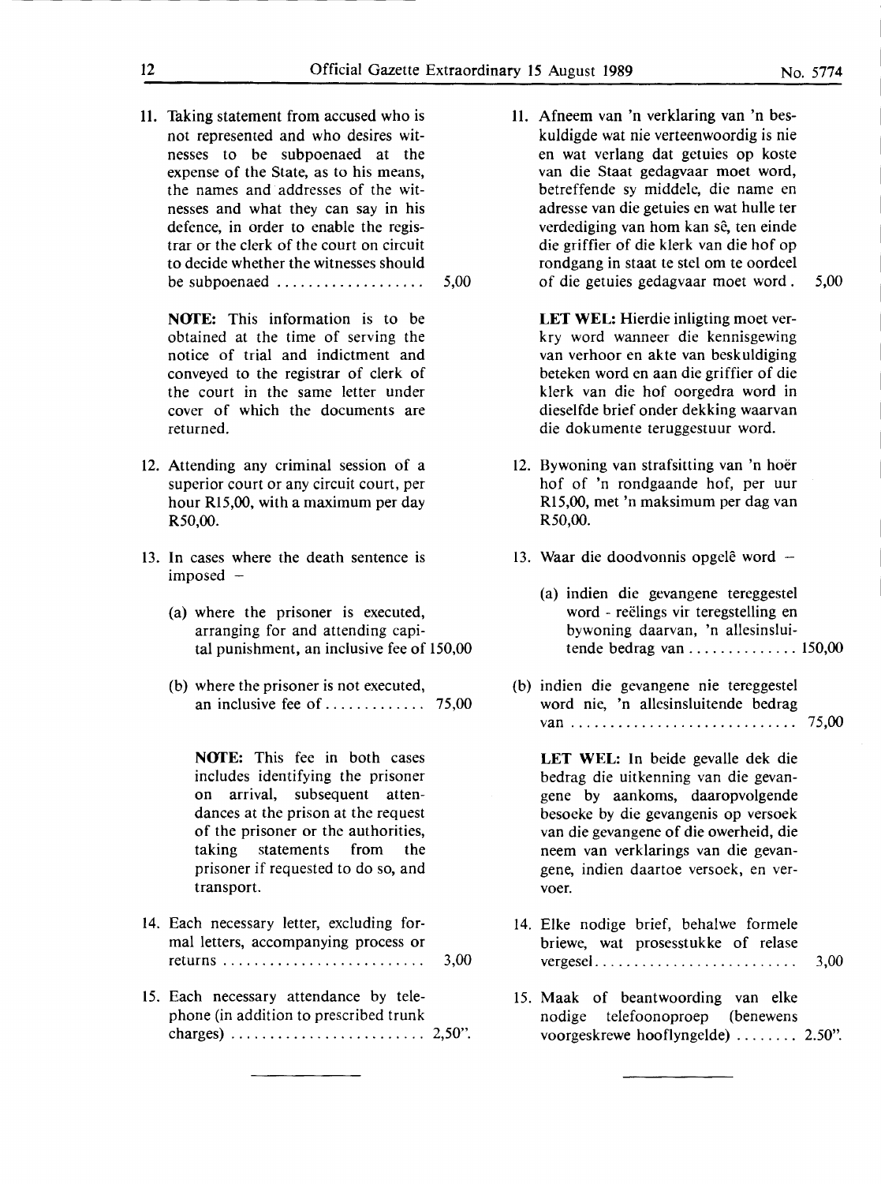11. Taking statement from accused who is not represented and who desires witnesses to be subpoenaed at the expense of the State, as to his means, the names and addresses of the witnesses and what they can say in his defence, in order to enable the registrar or the clerk of the court on circuit to decide whether the witnesses should be subpoenaed .................... 5,00

    **NOTE:** This information is to be obtained at the time of serving the notice of trial and indictment and conveyed to the registrar of clerk of the court in the same letter under cover of which the documents are returned.

12. Attending any criminal session of a superior court or any circuit court, per hour R15,00, with a maximum per day R50,00.

13. In cases where the death sentence is imposed –

    (a) where the prisoner is executed, arranging for and attending capital punishment, an inclusive fee of 150,00

    (b) where the prisoner is not executed, an inclusive fee of ............. 75,00

    **NOTE:** This fee in both cases includes identifying the prisoner on arrival, subsequent attendances at the prison at the request of the prisoner or the authorities, taking statements from the prisoner if requested to do so, and transport.

14. Each necessary letter, excluding formal letters, accompanying process or returns ........................... 3,00

15. Each necessary attendance by telephone (in addition to prescribed trunk charges) .......................... 2,50".

11. Afneem van 'n verklaring van 'n beskuldigde wat nie verteenwoordig is nie en wat verlang dat getuies op koste van die Staat gedagvaar moet word, betreffende sy middele, die name en adresse van die getuies en wat hulle ter verdediging van hom kan sê, ten einde die griffier of die klerk van die hof op rondgang in staat te stel om te oordeel of die getuies gedagvaar moet word. 5,00

    **LET WEL:** Hierdie inligting moet verkry word wanneer die kennisgewing van verhoor en akte van beskuldiging beteken word en aan die griffier of die klerk van die hof oorgedra word in dieselfde brief onder dekking waarvan die dokumente teruggestuur word.

12. Bywoning van strafsitting van 'n hoër hof of 'n rondgaande hof, per uur R15,00, met 'n maksimum per dag van R50,00.

13. Waar die doodvonnis opgelê word –

    (a) indien die gevangene tereggestel word - reëlings vir teregstelling en bywoning daarvan, 'n allesinsluitende bedrag van .............. 150,00

    (b) indien die gevangene nie tereggestel word nie, 'n allesinsluitende bedrag van ............................. 75,00

    **LET WEL:** In beide gevalle dek die bedrag die uitkenning van die gevangene by aankoms, daaropvolgende besoeke by die gevangenis op versoek van die gevangene of die owerheid, die neem van verklarings van die gevangene, indien daartoe versoek, en vervoer.

14. Elke nodige brief, behalwe formele briewe, wat prosesstukke of relase vergesel........................... 3,00

15. Maak of beantwoording van elke nodige telefoonoproep (benewens voorgeskrewe hooflyngelde) ........ 2.50".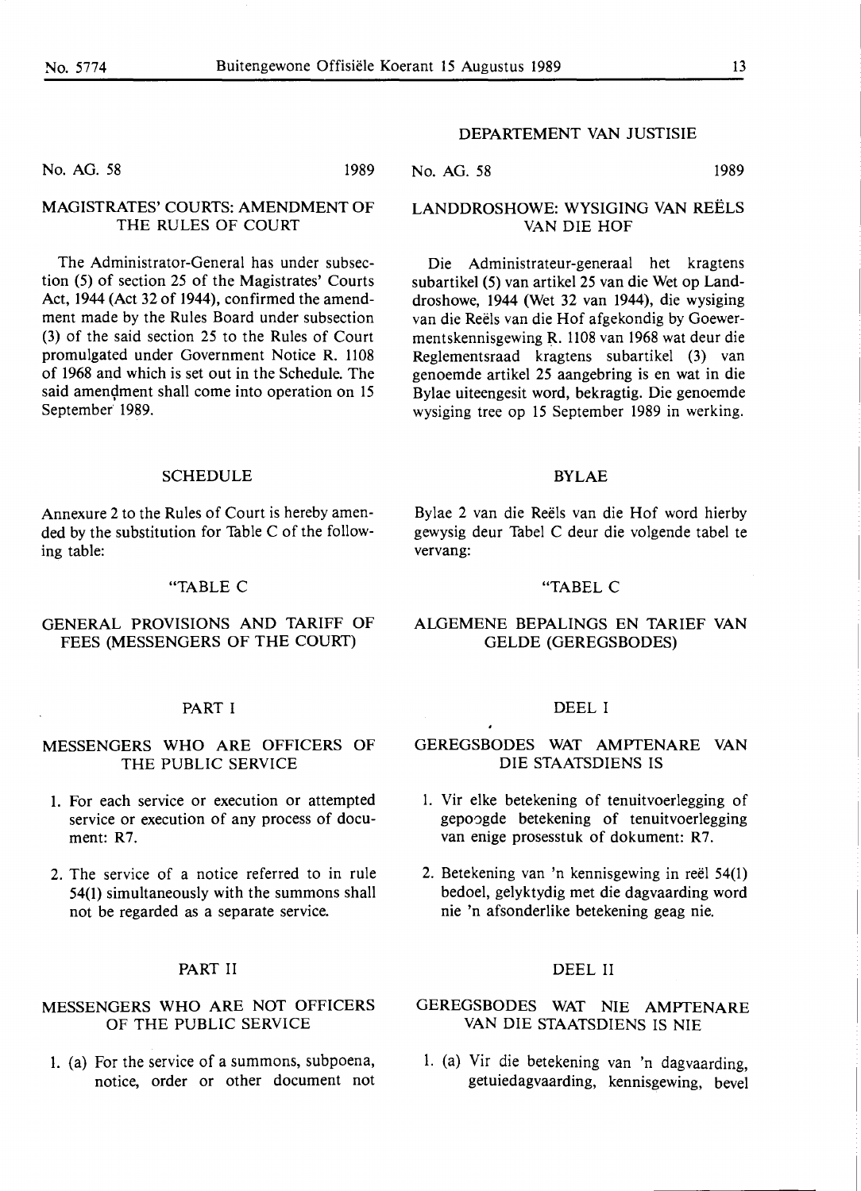No. AG. 58 1989

## MAGISTRATES' COURTS: AMENDMENT OF THE RULES OF COURT

The Administrator-General has under subsection (5) of section 25 of the Magistrates' Courts Act, 1944 (Act 32 of 1944), confirmed the amendment made by the Rules Board under subsection (3) of the said section 25 to the Rules of Court promulgated under Government Notice R. 1108 of 1968 and which is set out in the Schedule. The said amendment shall come into operation on 15 September 1989.

### SCHEDULE

Annexure 2 to the Rules of Court is hereby amended by the substitution for Table C of the following table:

"TABLE C

GENERAL PROVISIONS AND TARIFF OF FEES (MESSENGERS OF THE COURT)

PART I

MESSENGERS WHO ARE OFFICERS OF THE PUBLIC SERVICE

1. For each service or execution or attempted service or execution of any process of document: R7.
2. The service of a notice referred to in rule 54(1) simultaneously with the summons shall not be regarded as a separate service.

PART II

MESSENGERS WHO ARE NOT OFFICERS OF THE PUBLIC SERVICE

1. (a) For the service of a summons, subpoena, notice, order or other document not

DEPARTEMENT VAN JUSTISIE

No. AG. 58 1989

## LANDDROSHOWE: WYSIGING VAN REËLS VAN DIE HOF

Die Administrateur-generaal het kragtens subartikel (5) van artikel 25 van die Wet op Landdroshowe, 1944 (Wet 32 van 1944), die wysiging van die Reëls van die Hof afgekondig by Goewermentskennisgewing R. 1108 van 1968 wat deur die Reglementsraad kragtens subartikel (3) van genoemde artikel 25 aangebring is en wat in die Bylae uiteengesit word, bekragtig. Die genoemde wysiging tree op 15 September 1989 in werking.

### BYLAE

Bylae 2 van die Reëls van die Hof word hierby gewysig deur Tabel C deur die volgende tabel te vervang:

"TABEL C

ALGEMENE BEPALINGS EN TARIEF VAN GELDE (GEREGSBODES)

DEEL I

GEREGSBODES WAT AMPTENARE VAN DIE STAATSDIENS IS

1. Vir elke betekening of tenuitvoerlegging of gepoogde betekening of tenuitvoerlegging van enige prosesstuk of dokument: R7.
2. Betekening van 'n kennisgewing in reël 54(1) bedoel, gelyktydig met die dagvaarding word nie 'n afsonderlike betekening geag nie.

DEEL II

GEREGSBODES WAT NIE AMPTENARE VAN DIE STAATSDIENS IS NIE

1. (a) Vir die betekening van 'n dagvaarding, getuiedagvaarding, kennisgewing, bevel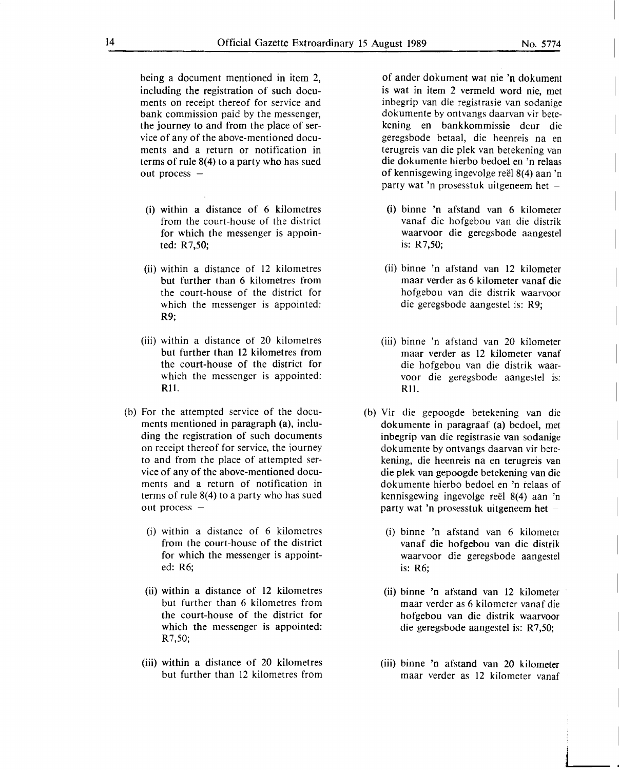being a document mentioned in item 2, including the registration of such documents on receipt thereof for service and bank commission paid by the messenger, the journey to and from the place of service of any of the above-mentioned documents and a return or notification in terms of rule 8(4) to a party who has sued out process –

(i) within a distance of 6 kilometres from the court-house of the district for which the messenger is appointed: R7,50;

(ii) within a distance of 12 kilometres but further than 6 kilometres from the court-house of the district for which the messenger is appointed: R9;

(iii) within a distance of 20 kilometres but further than 12 kilometres from the court-house of the district for which the messenger is appointed: R11.

(b) For the attempted service of the documents mentioned in paragraph (a), including the registration of such documents on receipt thereof for service, the journey to and from the place of attempted service of any of the above-mentioned documents and a return of notification in terms of rule 8(4) to a party who has sued out process –

(i) within a distance of 6 kilometres from the court-house of the district for which the messenger is appointed: R6;

(ii) within a distance of 12 kilometres but further than 6 kilometres from the court-house of the district for which the messenger is appointed: R7,50;

(iii) within a distance of 20 kilometres but further than 12 kilometres from

of ander dokument wat nie 'n dokument is wat in item 2 vermeld word nie, met inbegrip van die registrasie van sodanige dokumente by ontvangs daarvan vir betekening en bankkommissie deur die geregsbode betaal, die heenreis na en terugreis van die plek van betekening van die dokumente hierbo bedoel en 'n relaas of kennisgewing ingevolge reël 8(4) aan 'n party wat 'n prosesstuk uitgeneem het –

(i) binne 'n afstand van 6 kilometer vanaf die hofgebou van die distrik waarvoor die geregsbode aangestel is: R7,50;

(ii) binne 'n afstand van 12 kilometer maar verder as 6 kilometer vanaf die hofgebou van die distrik waarvoor die geregsbode aangestel is: R9;

(iii) binne 'n afstand van 20 kilometer maar verder as 12 kilometer vanaf die hofgebou van die distrik waarvoor die geregsbode aangestel is: R11.

(b) Vir die gepoogde betekening van die dokumente in paragraaf (a) bedoel, met inbegrip van die registrasie van sodanige dokumente by ontvangs daarvan vir betekening, die heenreis na en terugreis van die plek van gepoogde betekening van die dokumente hierbo bedoel en 'n relaas of kennisgewing ingevolge reël 8(4) aan 'n party wat 'n prosesstuk uitgeneem het –

(i) binne 'n afstand van 6 kilometer vanaf die hofgebou van die distrik waarvoor die geregsbode aangestel is: R6;

(ii) binne 'n afstand van 12 kilometer maar verder as 6 kilometer vanaf die hofgebou van die distrik waarvoor die geregsbode aangestel is: R7,50;

(iii) binne 'n afstand van 20 kilometer maar verder as 12 kilometer vanaf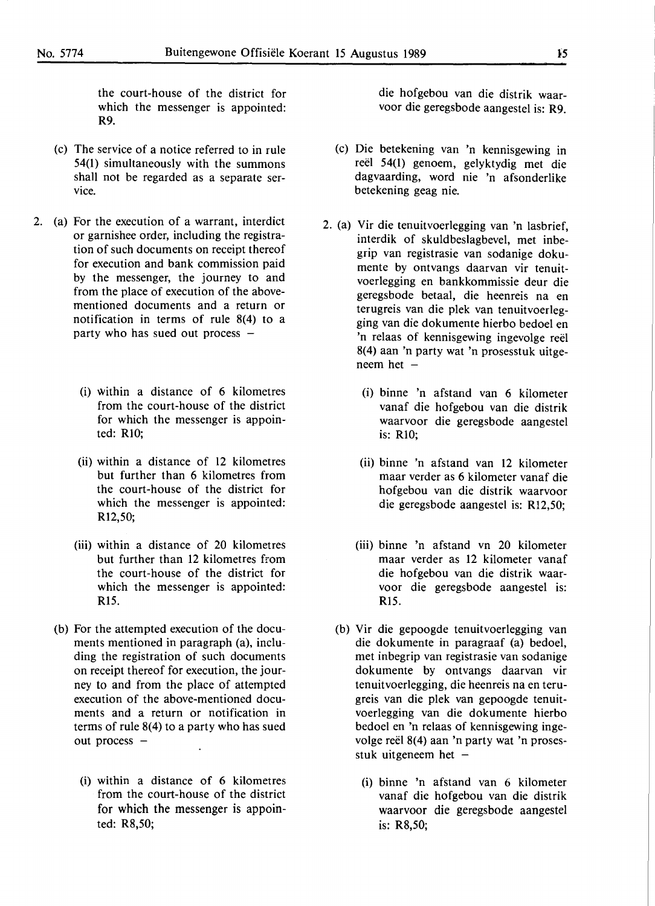the court-house of the district for which the messenger is appointed: R9.

(c) The service of a notice referred to in rule 54(1) simultaneously with the summons shall not be regarded as a separate service.

2. (a) For the execution of a warrant, interdict or garnishee order, including the registration of such documents on receipt thereof for execution and bank commission paid by the messenger, the journey to and from the place of execution of the above-mentioned documents and a return or notification in terms of rule 8(4) to a party who has sued out process –

(i) within a distance of 6 kilometres from the court-house of the district for which the messenger is appointed: R10;

(ii) within a distance of 12 kilometres but further than 6 kilometres from the court-house of the district for which the messenger is appointed: R12,50;

(iii) within a distance of 20 kilometres but further than 12 kilometres from the court-house of the district for which the messenger is appointed: R15.

(b) For the attempted execution of the documents mentioned in paragraph (a), including the registration of such documents on receipt thereof for execution, the journey to and from the place of attempted execution of the above-mentioned documents and a return or notification in terms of rule 8(4) to a party who has sued out process –

(i) within a distance of 6 kilometres from the court-house of the district for which the messenger is appointed: R8,50;

die hofgebou van die distrik waarvoor die geregsbode aangestel is: R9.

(c) Die betekening van 'n kennisgewing in reël 54(1) genoem, gelyktydig met die dagvaarding, word nie 'n afsonderlike betekening geag nie.

2. (a) Vir die tenuitvoerlegging van 'n lasbrief, interdik of skuldbeslagbevel, met inbegrip van registrasie van sodanige dokumente by ontvangs daarvan vir tenuitvoerlegging en bankkommissie deur die geregsbode betaal, die heenreis na en terugreis van die plek van tenuitvoerlegging van die dokumente hierbo bedoel en 'n relaas of kennisgewing ingevolge reël 8(4) aan 'n party wat 'n prosesstuk uitgeneem het –

(i) binne 'n afstand van 6 kilometer vanaf die hofgebou van die distrik waarvoor die geregsbode aangestel is: R10;

(ii) binne 'n afstand van 12 kilometer maar verder as 6 kilometer vanaf die hofgebou van die distrik waarvoor die geregsbode aangestel is: R12,50;

(iii) binne 'n afstand vn 20 kilometer maar verder as 12 kilometer vanaf die hofgebou van die distrik waarvoor die geregsbode aangestel is: R15.

(b) Vir die gepoogde tenuitvoerlegging van die dokumente in paragraaf (a) bedoel, met inbegrip van registrasie van sodanige dokumente by ontvangs daarvan vir tenuitvoerlegging, die heenreis na en terugreis van die plek van gepoogde tenuitvoerlegging van die dokumente hierbo bedoel en 'n relaas of kennisgewing ingevolge reël 8(4) aan 'n party wat 'n prosesstuk uitgeneem het –

(i) binne 'n afstand van 6 kilometer vanaf die hofgebou van die distrik waarvoor die geregsbode aangestel is: R8,50;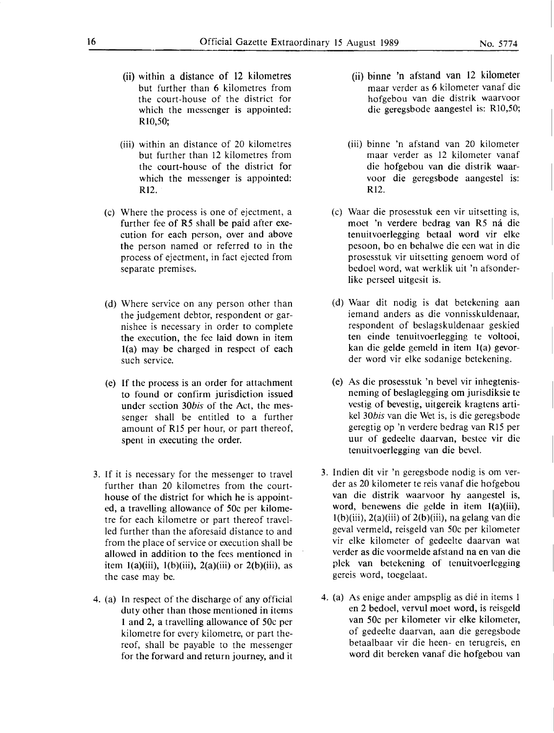(ii) within a distance of 12 kilometres but further than 6 kilometres from the court-house of the district for which the messenger is appointed: R10,50;

(iii) within an distance of 20 kilometres but further than 12 kilometres from the court-house of the district for which the messenger is appointed: R12.

(c) Where the process is one of ejectment, a further fee of R5 shall be paid after execution for each person, over and above the person named or referred to in the process of ejectment, in fact ejected from separate premises.

(d) Where service on any person other than the judgement debtor, respondent or garnishee is necessary in order to complete the execution, the fee laid down in item 1(a) may be charged in respect of each such service.

(e) If the process is an order for attachment to found or confirm jurisdiction issued under section 30*bis* of the Act, the messenger shall be entitled to a further amount of R15 per hour, or part thereof, spent in executing the order.

3. If it is necessary for the messenger to travel further than 20 kilometres from the court-house of the district for which he is appointed, a travelling allowance of 50c per kilometre for each kilometre or part thereof travelled further than the aforesaid distance to and from the place of service or execution shall be allowed in addition to the fees mentioned in item 1(a)(iii), 1(b)(iii), 2(a)(iii) or 2(b)(iii), as the case may be.

4. (a) In respect of the discharge of any official duty other than those mentioned in items 1 and 2, a travelling allowance of 50c per kilometre for every kilometre, or part thereof, shall be payable to the messenger for the forward and return journey, and it

(ii) binne 'n afstand van 12 kilometer maar verder as 6 kilometer vanaf die hofgebou van die distrik waarvoor die geregsbode aangestel is: R10,50;

(iii) binne 'n afstand van 20 kilometer maar verder as 12 kilometer vanaf die hofgebou van die distrik waarvoor die geregsbode aangestel is: R12.

(c) Waar die prosesstuk een vir uitsetting is, moet 'n verdere bedrag van R5 ná die tenuitvoerlegging betaal word vir elke pesoon, bo en behalwe die een wat in die prosesstuk vir uitsetting genoem word of bedoel word, wat werklik uit 'n afsonderlike perseel uitgesit is.

(d) Waar dit nodig is dat betekening aan iemand anders as die vonnisskuldenaar, respondent of beslagskuldenaar geskied ten einde tenuitvoerlegging te voltooi, kan die gelde gemeld in item 1(a) gevorder word vir elke sodanige betekening.

(e) As die prosesstuk 'n bevel vir inhegtenisneming of beslaglegging om jurisdiksie te vestig of bevestig, uitgereik kragtens artikel 30*bis* van die Wet is, is die geregsbode geregtig op 'n verdere bedrag van R15 per uur of gedeelte daarvan, bestee vir die tenuitvoerlegging van die bevel.

3. Indien dit vir 'n geregsbode nodig is om verder as 20 kilometer te reis vanaf die hofgebou van die distrik waarvoor hy aangestel is, word, benewens die gelde in item 1(a)(iii), 1(b)(iii), 2(a)(iii) of 2(b)(iii), na gelang van die geval vermeld, reisgeld van 50c per kilometer vir elke kilometer of gedeelte daarvan wat verder as die voormelde afstand na en van die plek van betekening of tenuitvoerlegging gereis word, toegelaat.

4. (a) As enige ander ampsplig as dié in items 1 en 2 bedoel, vervul moet word, is reisgeld van 50c per kilometer vir elke kilometer, of gedeelte daarvan, aan die geregsbode betaalbaar vir die heen- en terugreis, en word dit bereken vanaf die hofgebou van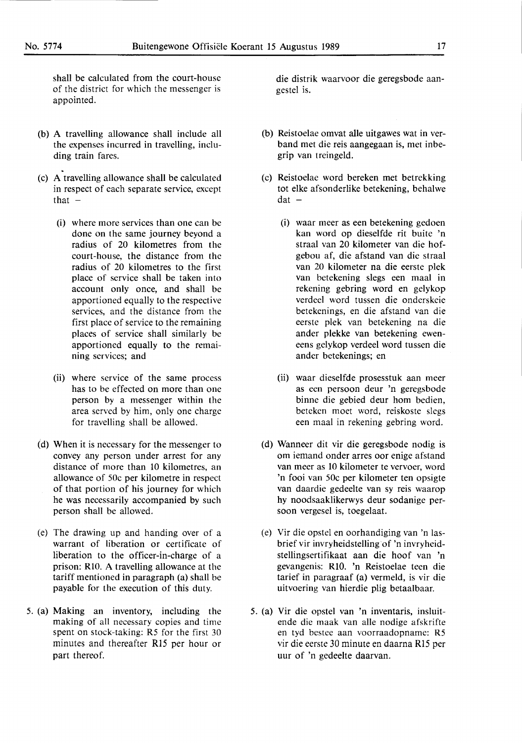shall be calculated from the court-house of the district for which the messenger is appointed.

(b) A travelling allowance shall include all the expenses incurred in travelling, including train fares.

(c) A travelling allowance shall be calculated in respect of each separate service, except that –

(i) where more services than one can be done on the same journey beyond a radius of 20 kilometres from the court-house, the distance from the radius of 20 kilometres to the first place of service shall be taken into account only once, and shall be apportioned equally to the respective services, and the distance from the first place of service to the remaining places of service shall similarly be apportioned equally to the remaining services; and

(ii) where service of the same process has to be effected on more than one person by a messenger within the area served by him, only one charge for travelling shall be allowed.

(d) When it is necessary for the messenger to convey any person under arrest for any distance of more than 10 kilometres, an allowance of 50c per kilometre in respect of that portion of his journey for which he was necessarily accompanied by such person shall be allowed.

(e) The drawing up and handing over of a warrant of liberation or certificate of liberation to the officer-in-charge of a prison: R10. A travelling allowance at the tariff mentioned in paragraph (a) shall be payable for the execution of this duty.

5. (a) Making an inventory, including the making of all necessary copies and time spent on stock-taking: R5 for the first 30 minutes and thereafter R15 per hour or part thereof.

die distrik waarvoor die geregsbode aangestel is.

(b) Reistoelae omvat alle uitgawes wat in verband met die reis aangegaan is, met inbegrip van treingeld.

(c) Reistoelae word bereken met betrekking tot elke afsonderlike betekening, behalwe dat –

(i) waar meer as een betekening gedoen kan word op dieselfde rit buite 'n straal van 20 kilometer van die hofgebou af, die afstand van die straal van 20 kilometer na die eerste plek van betekening slegs een maal in rekening gebring word en gelykop verdeel word tussen die onderskeie betekenings, en die afstand van die eerste plek van betekening na die ander plekke van betekening eweneens gelykop verdeel word tussen die ander betekenings; en

(ii) waar dieselfde prosesstuk aan meer as een persoon deur 'n geregsbode binne die gebied deur hom bedien, beteken moet word, reiskoste slegs een maal in rekening gebring word.

(d) Wanneer dit vir die geregsbode nodig is om iemand onder arres oor enige afstand van meer as 10 kilometer te vervoer, word 'n fooi van 50c per kilometer ten opsigte van daardie gedeelte van sy reis waarop hy noodsaaklikerwys deur sodanige persoon vergesel is, toegelaat.

(e) Vir die opstel en oorhandiging van 'n lasbrief vir invryheidstelling of 'n invryheidstellingsertifikaat aan die hoof van 'n gevangenis: R10. 'n Reistoelae teen die tarief in paragraaf (a) vermeld, is vir die uitvoering van hierdie plig betaalbaar.

5. (a) Vir die opstel van 'n inventaris, insluitende die maak van alle nodige afskrifte en tyd bestee aan voorraadopname: R5 vir die eerste 30 minute en daarna R15 per uur of 'n gedeelte daarvan.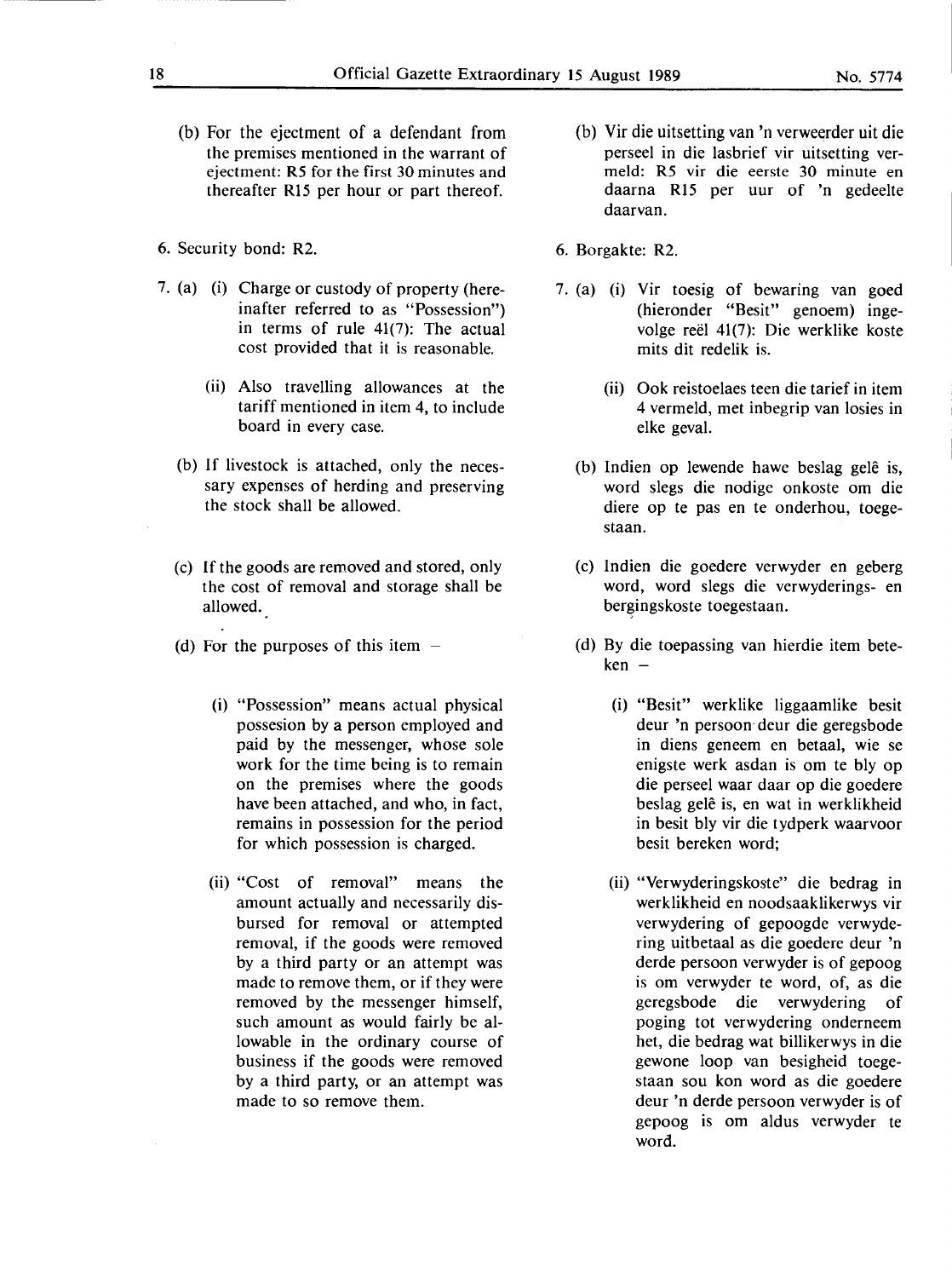(b) For the ejectment of a defendant from the premises mentioned in the warrant of ejectment: R5 for the first 30 minutes and thereafter R15 per hour or part thereof.

6. Security bond: R2.

7. (a) (i) Charge or custody of property (hereinafter referred to as "Possession") in terms of rule 41(7): The actual cost provided that it is reasonable.

(ii) Also travelling allowances at the tariff mentioned in item 4, to include board in every case.

(b) If livestock is attached, only the necessary expenses of herding and preserving the stock shall be allowed.

(c) If the goods are removed and stored, only the cost of removal and storage shall be allowed.

(d) For the purposes of this item –

(i) "Possession" means actual physical possesion by a person employed and paid by the messenger, whose sole work for the time being is to remain on the premises where the goods have been attached, and who, in fact, remains in possession for the period for which possession is charged.

(ii) "Cost of removal" means the amount actually and necessarily disbursed for removal or attempted removal, if the goods were removed by a third party or an attempt was made to remove them, or if they were removed by the messenger himself, such amount as would fairly be allowable in the ordinary course of business if the goods were removed by a third party, or an attempt was made to so remove them.

(b) Vir die uitsetting van 'n verweerder uit die perseel in die lasbrief vir uitsetting vermeld: R5 vir die eerste 30 minute en daarna R15 per uur of 'n gedeelte daarvan.

6. Borgakte: R2.

7. (a) (i) Vir toesig of bewaring van goed (hieronder "Besit" genoem) ingevolge reël 41(7): Die werklike koste mits dit redelik is.

(ii) Ook reistoelaes teen die tarief in item 4 vermeld, met inbegrip van losies in elke geval.

(b) Indien op lewende hawe beslag gelê is, word slegs die nodige onkoste om die diere op te pas en te onderhou, toegestaan.

(c) Indien die goedere verwyder en geberg word, word slegs die verwyderings- en bergingskoste toegestaan.

(d) By die toepassing van hierdie item beteken –

(i) "Besit" werklike liggaamlike besit deur 'n persoon deur die geregsbode in diens geneem en betaal, wie se enigste werk asdan is om te bly op die perseel waar daar op die goedere beslag gelê is, en wat in werklikheid in besit bly vir die tydperk waarvoor besit bereken word;

(ii) "Verwyderingskoste" die bedrag in werklikheid en noodsaaklikerwys vir verwydering of gepoogde verwydering uitbetaal as die goedere deur 'n derde persoon verwyder is of gepoog is om verwyder te word, of, as die geregsbode die verwydering of poging tot verwydering onderneem het, die bedrag wat billikerwys in die gewone loop van besigheid toegestaan sou kon word as die goedere deur 'n derde persoon verwyder is of gepoog is om aldus verwyder te word.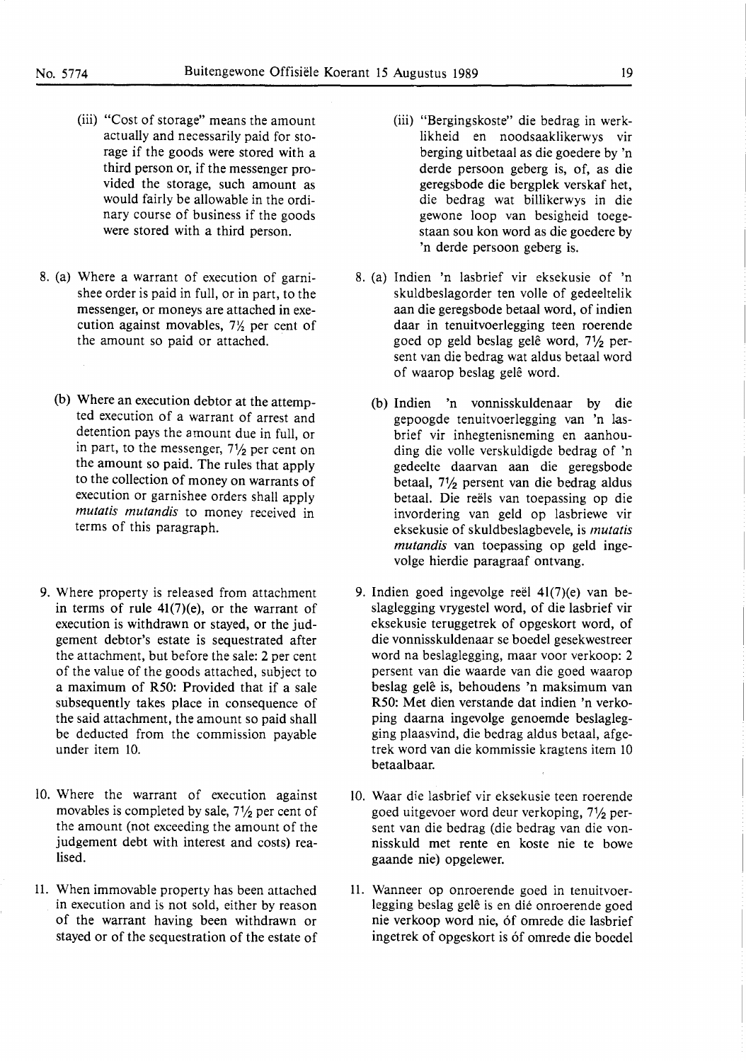(iii) "Cost of storage" means the amount actually and necessarily paid for storage if the goods were stored with a third person or, if the messenger provided the storage, such amount as would fairly be allowable in the ordinary course of business if the goods were stored with a third person.

8. (a) Where a warrant of execution of garnishee order is paid in full, or in part, to the messenger, or moneys are attached in execution against movables, 7½ per cent of the amount so paid or attached.

(b) Where an execution debtor at the attempted execution of a warrant of arrest and detention pays the amount due in full, or in part, to the messenger, 7½ per cent on the amount so paid. The rules that apply to the collection of money on warrants of execution or garnishee orders shall apply *mutatis mutandis* to money received in terms of this paragraph.

9. Where property is released from attachment in terms of rule 41(7)(e), or the warrant of execution is withdrawn or stayed, or the judgement debtor's estate is sequestrated after the attachment, but before the sale: 2 per cent of the value of the goods attached, subject to a maximum of R50: Provided that if a sale subsequently takes place in consequence of the said attachment, the amount so paid shall be deducted from the commission payable under item 10.

10. Where the warrant of execution against movables is completed by sale, 7½ per cent of the amount (not exceeding the amount of the judgement debt with interest and costs) realised.

11. When immovable property has been attached in execution and is not sold, either by reason of the warrant having been withdrawn or stayed or of the sequestration of the estate of

(iii) "Bergingskoste" die bedrag in werklikheid en noodsaaklikerwys vir berging uitbetaal as die goedere by 'n derde persoon geberg is, of, as die geregsbode die bergplek verskaf het, die bedrag wat billikerwys in die gewone loop van besigheid toegestaan sou kon word as die goedere by 'n derde persoon geberg is.

8. (a) Indien 'n lasbrief vir eksekusie of 'n skuldbeslagorder ten volle of gedeeltelik aan die geregsbode betaal word, of indien daar in tenuitvoerlegging teen roerende goed op geld beslag gelê word, 7½ persent van die bedrag wat aldus betaal word of waarop beslag gelê word.

(b) Indien 'n vonnisskuldenaar by die gepoogde tenuitvoerlegging van 'n lasbrief vir inhegtenisneming en aanhouding die volle verskuldigde bedrag of 'n gedeelte daarvan aan die geregsbode betaal, 7½ persent van die bedrag aldus betaal. Die reëls van toepassing op die invordering van geld op lasbriewe vir eksekusie of skuldbeslagbevele, is *mutatis mutandis* van toepassing op geld ingevolge hierdie paragraaf ontvang.

9. Indien goed ingevolge reël 41(7)(e) van beslaglegging vrygestel word, of die lasbrief vir eksekusie teruggetrek of opgeskort word, of die vonnisskuldenaar se boedel gesekwestreer word na beslaglegging, maar voor verkoop: 2 persent van die waarde van die goed waarop beslag gelê is, behoudens 'n maksimum van R50: Met dien verstande dat indien 'n verkoping daarna ingevolge genoemde beslaglegging plaasvind, die bedrag aldus betaal, afgetrek word van die kommissie kragtens item 10 betaalbaar.

10. Waar die lasbrief vir eksekusie teen roerende goed uitgevoer word deur verkoping, 7½ persent van die bedrag (die bedrag van die vonnisskuld met rente en koste nie te bowe gaande nie) opgelewer.

11. Wanneer op onroerende goed in tenuitvoerlegging beslag gelê is en dié onroerende goed nie verkoop word nie, óf omrede die lasbrief ingetrek of opgeskort is óf omrede die boedel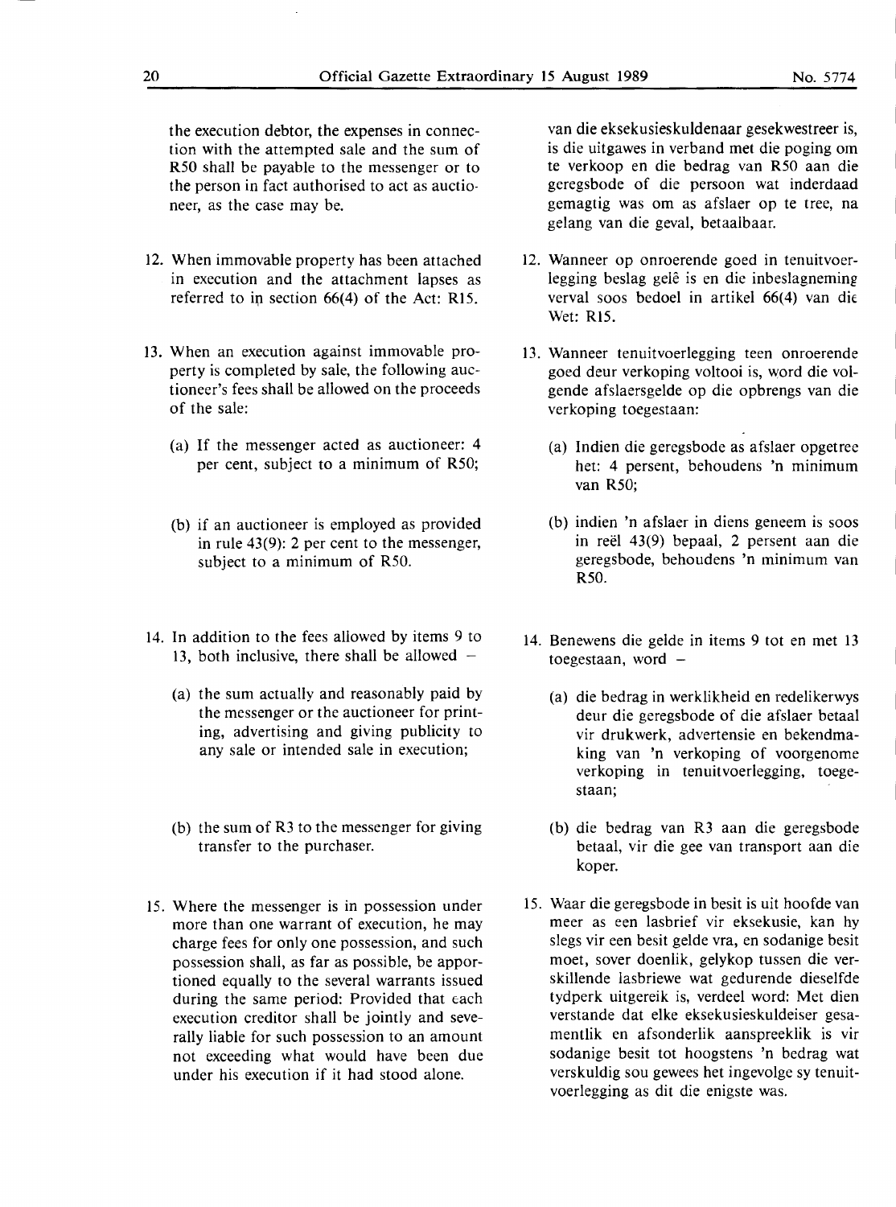the execution debtor, the expenses in connection with the attempted sale and the sum of R50 shall be payable to the messenger or to the person in fact authorised to act as auctioneer, as the case may be.

12. When immovable property has been attached in execution and the attachment lapses as referred to in section 66(4) of the Act: R15.

13. When an execution against immovable property is completed by sale, the following auctioneer's fees shall be allowed on the proceeds of the sale:

    (a) If the messenger acted as auctioneer: 4 per cent, subject to a minimum of R50;

    (b) if an auctioneer is employed as provided in rule 43(9): 2 per cent to the messenger, subject to a minimum of R50.

14. In addition to the fees allowed by items 9 to 13, both inclusive, there shall be allowed –

    (a) the sum actually and reasonably paid by the messenger or the auctioneer for printing, advertising and giving publicity to any sale or intended sale in execution;

    (b) the sum of R3 to the messenger for giving transfer to the purchaser.

15. Where the messenger is in possession under more than one warrant of execution, he may charge fees for only one possession, and such possession shall, as far as possible, be apportioned equally to the several warrants issued during the same period: Provided that each execution creditor shall be jointly and severally liable for such possession to an amount not exceeding what would have been due under his execution if it had stood alone.

van die eksekusieskuldenaar gesekwestreer is, is die uitgawes in verband met die poging om te verkoop en die bedrag van R50 aan die geregsbode of die persoon wat inderdaad gemagtig was om as afslaer op te tree, na gelang van die geval, betaalbaar.

12. Wanneer op onroerende goed in tenuitvoerlegging beslag gelê is en die inbeslagneming verval soos bedoel in artikel 66(4) van die Wet: R15.

13. Wanneer tenuitvoerlegging teen onroerende goed deur verkoping voltooi is, word die volgende afslaersgelde op die opbrengs van die verkoping toegestaan:

    (a) Indien die geregsbode as afslaer opgetree het: 4 persent, behoudens 'n minimum van R50;

    (b) indien 'n afslaer in diens geneem is soos in reël 43(9) bepaal, 2 persent aan die geregsbode, behoudens 'n minimum van R50.

14. Benewens die gelde in items 9 tot en met 13 toegestaan, word –

    (a) die bedrag in werklikheid en redelikerwys deur die geregsbode of die afslaer betaal vir drukwerk, advertensie en bekendmaking van 'n verkoping of voorgenome verkoping in tenuitvoerlegging, toegestaan;

    (b) die bedrag van R3 aan die geregsbode betaal, vir die gee van transport aan die koper.

15. Waar die geregsbode in besit is uit hoofde van meer as een lasbrief vir eksekusie, kan hy slegs vir een besit gelde vra, en sodanige besit moet, sover doenlik, gelykop tussen die verskillende lasbriewe wat gedurende dieselfde tydperk uitgereik is, verdeel word: Met dien verstande dat elke eksekusieskuldeiser gesamentlik en afsonderlik aanspreeklik is vir sodanige besit tot hoogstens 'n bedrag wat verskuldig sou gewees het ingevolge sy tenuitvoerlegging as dit die enigste was.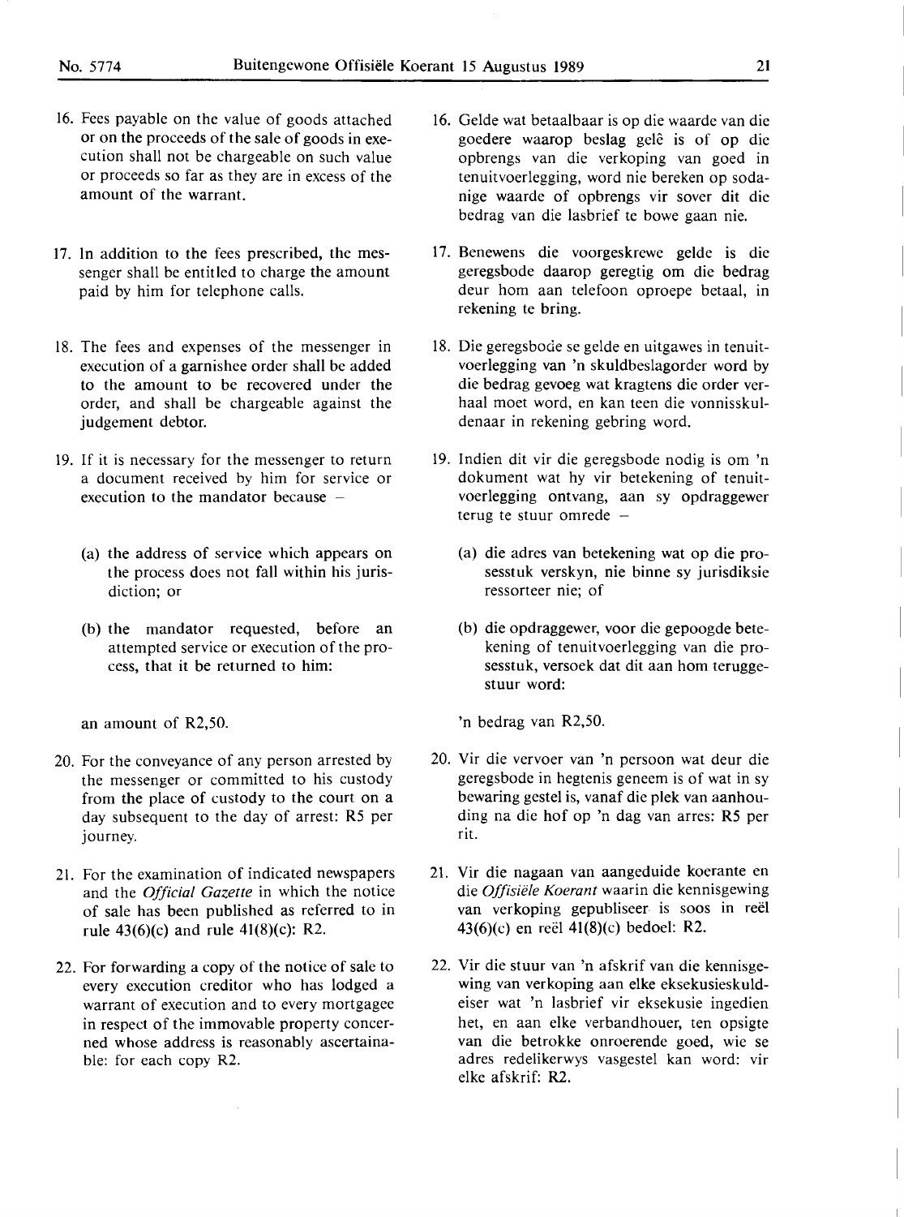16. Fees payable on the value of goods attached or on the proceeds of the sale of goods in execution shall not be chargeable on such value or proceeds so far as they are in excess of the amount of the warrant.

17. In addition to the fees prescribed, the messenger shall be entitled to charge the amount paid by him for telephone calls.

18. The fees and expenses of the messenger in execution of a garnishee order shall be added to the amount to be recovered under the order, and shall be chargeable against the judgement debtor.

19. If it is necessary for the messenger to return a document received by him for service or execution to the mandator because –

    (a) the address of service which appears on the process does not fall within his jurisdiction; or

    (b) the mandator requested, before an attempted service or execution of the process, that it be returned to him:

    an amount of R2,50.

20. For the conveyance of any person arrested by the messenger or committed to his custody from the place of custody to the court on a day subsequent to the day of arrest: R5 per journey.

21. For the examination of indicated newspapers and the *Official Gazette* in which the notice of sale has been published as referred to in rule 43(6)(c) and rule 41(8)(c): R2.

22. For forwarding a copy of the notice of sale to every execution creditor who has lodged a warrant of execution and to every mortgagee in respect of the immovable property concerned whose address is reasonably ascertainable: for each copy R2.

16. Gelde wat betaalbaar is op die waarde van die goedere waarop beslag gelê is of op die opbrengs van die verkoping van goed in tenuitvoerlegging, word nie bereken op sodanige waarde of opbrengs vir sover dit die bedrag van die lasbrief te bowe gaan nie.

17. Benewens die voorgeskrewe gelde is die geregsbode daarop geregtig om die bedrag deur hom aan telefoon oproepe betaal, in rekening te bring.

18. Die geregsbode se gelde en uitgawes in tenuitvoerlegging van 'n skuldbeslagorder word by die bedrag gevoeg wat kragtens die order verhaal moet word, en kan teen die vonnisskuldenaar in rekening gebring word.

19. Indien dit vir die geregsbode nodig is om 'n dokument wat hy vir betekening of tenuitvoerlegging ontvang, aan sy opdraggewer terug te stuur omrede –

    (a) die adres van betekening wat op die prosesstuk verskyn, nie binne sy jurisdiksie ressorteer nie; of

    (b) die opdraggewer, voor die gepoogde betekening of tenuitvoerlegging van die prosesstuk, versoek dat dit aan hom teruggestuur word:

    'n bedrag van R2,50.

20. Vir die vervoer van 'n persoon wat deur die geregsbode in hegtenis geneem is of wat in sy bewaring gestel is, vanaf die plek van aanhouding na die hof op 'n dag van arres: R5 per rit.

21. Vir die nagaan van aangeduide koerante en die *Offisiële Koerant* waarin die kennisgewing van verkoping gepubliseer is soos in reël 43(6)(c) en reël 41(8)(c) bedoel: R2.

22. Vir die stuur van 'n afskrif van die kennisgewing van verkoping aan elke eksekusieskuldeiser wat 'n lasbrief vir eksekusie ingedien het, en aan elke verbandhouer, ten opsigte van die betrokke onroerende goed, wie se adres redelikerwys vasgestel kan word: vir elke afskrif: R2.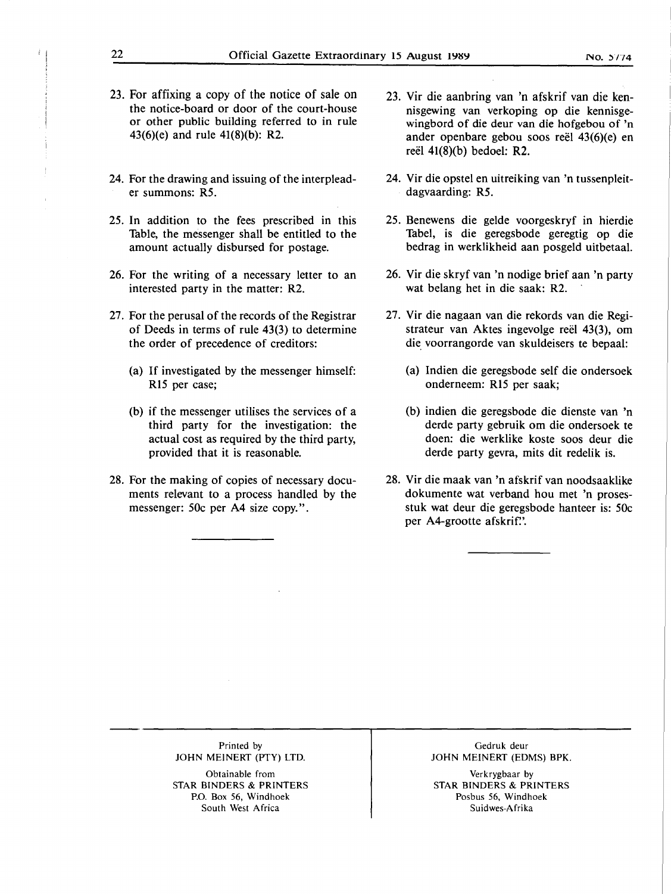23. For affixing a copy of the notice of sale on the notice-board or door of the court-house or other public building referred to in rule 43(6)(e) and rule 41(8)(b): R2.

24. For the drawing and issuing of the interpleader summons: R5.

25. In addition to the fees prescribed in this Table, the messenger shall be entitled to the amount actually disbursed for postage.

26. For the writing of a necessary letter to an interested party in the matter: R2.

27. For the perusal of the records of the Registrar of Deeds in terms of rule 43(3) to determine the order of precedence of creditors:

    (a) If investigated by the messenger himself: R15 per case;

    (b) if the messenger utilises the services of a third party for the investigation: the actual cost as required by the third party, provided that it is reasonable.

28. For the making of copies of necessary documents relevant to a process handled by the messenger: 50c per A4 size copy.".

---

23. Vir die aanbring van 'n afskrif van die kennisgewing van verkoping op die kennisgewingbord of die deur van die hofgebou of 'n ander openbare gebou soos reël 43(6)(e) en reël 41(8)(b) bedoel: R2.

24. Vir die opstel en uitreiking van 'n tussenpleitdagvaarding: R5.

25. Benewens die gelde voorgeskryf in hierdie Tabel, is die geregsbode geregtig op die bedrag in werklikheid aan posgeld uitbetaal.

26. Vir die skryf van 'n nodige brief aan 'n party wat belang het in die saak: R2.

27. Vir die nagaan van die rekords van die Registrateur van Aktes ingevolge reël 43(3), om die voorrangorde van skuldeisers te bepaal:

    (a) Indien die geregsbode self die ondersoek onderneem: R15 per saak;

    (b) indien die geregsbode die dienste van 'n derde party gebruik om die ondersoek te doen: die werklike koste soos deur die derde party gevra, mits dit redelik is.

28. Vir die maak van 'n afskrif van noodsaaklike dokumente wat verband hou met 'n prosesstuk wat deur die geregsbode hanteer is: 50c per A4-grootte afskrif.".

---

Printed by
JOHN MEINERT (PTY) LTD.

Obtainable from
STAR BINDERS & PRINTERS
P.O. Box 56, Windhoek
South West Africa

Gedruk deur
JOHN MEINERT (EDMS) BPK.

Verkrygbaar by
STAR BINDERS & PRINTERS
Posbus 56, Windhoek
Suidwes-Afrika